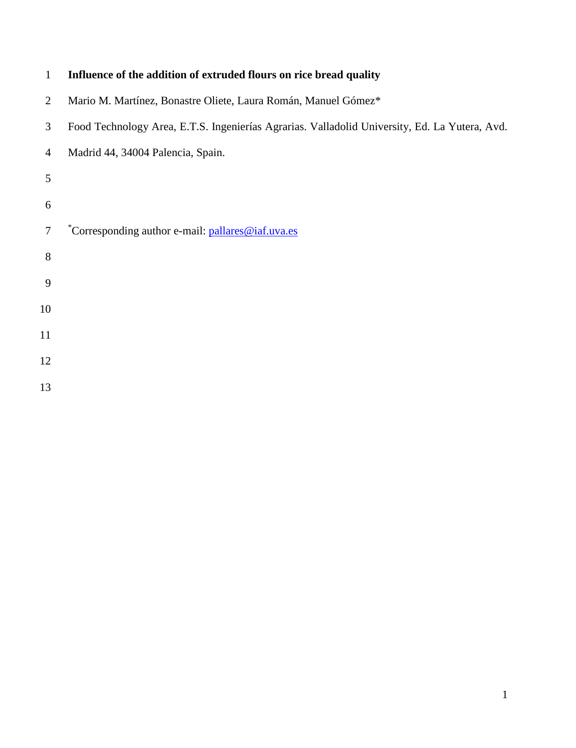# Influence of the addition of extruded flours on rice bread quality

Mario M. Martínez, Bonastre Oliete, Laura Román, Manuel Gómez*

Food Technology Area, E.T.S. Ingenierías Agrarias. Valladolid University, Ed. La Yutera, Avd. Madrid 44, 34004 Palencia, Spain.

*Corresponding author e-mail: pallares@iaf.uva.es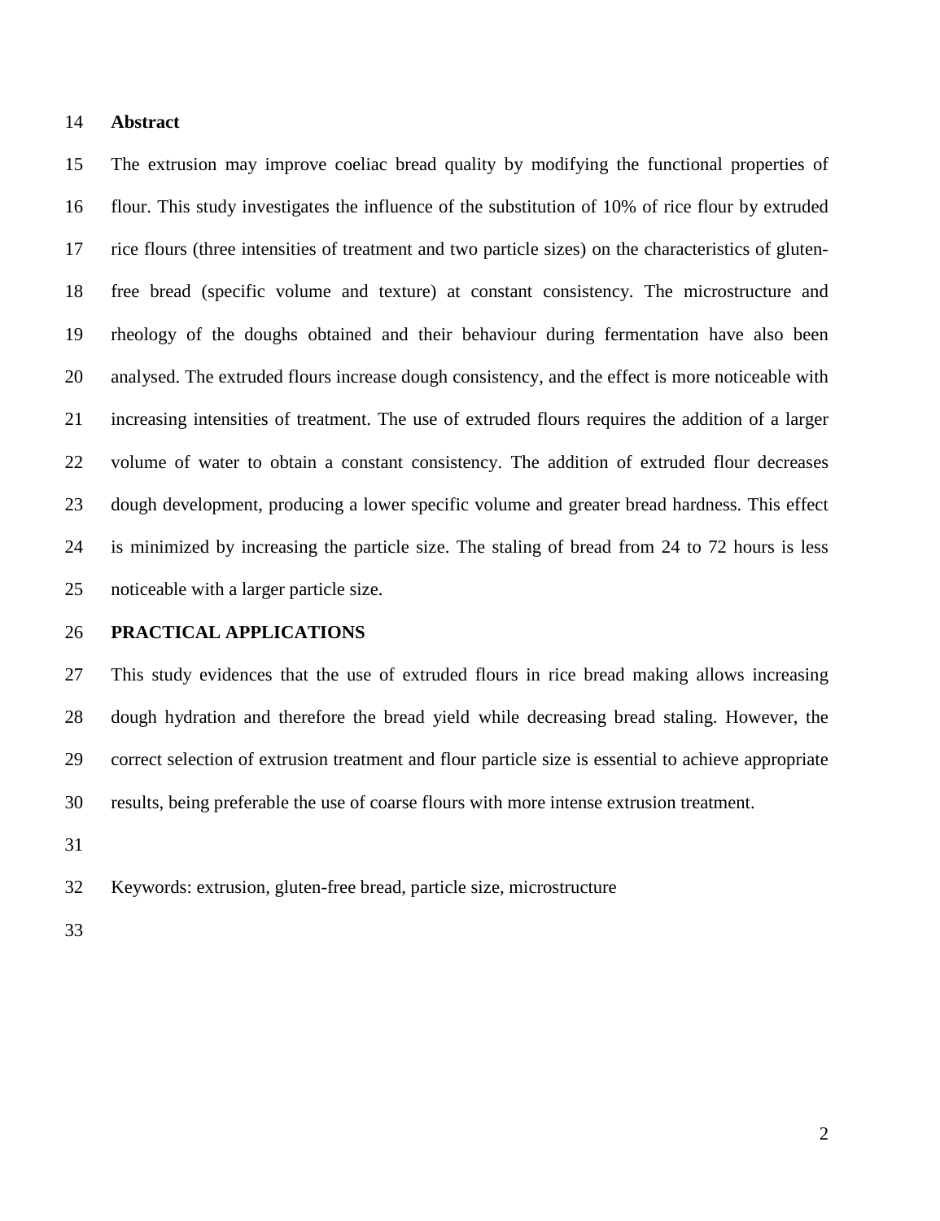## Abstract

The extrusion may improve coeliac bread quality by modifying the functional properties of flour. This study investigates the influence of the substitution of 10% of rice flour by extruded rice flours (three intensities of treatment and two particle sizes) on the characteristics of gluten-free bread (specific volume and texture) at constant consistency. The microstructure and rheology of the doughs obtained and their behaviour during fermentation have also been analysed. The extruded flours increase dough consistency, and the effect is more noticeable with increasing intensities of treatment. The use of extruded flours requires the addition of a larger volume of water to obtain a constant consistency. The addition of extruded flour decreases dough development, producing a lower specific volume and greater bread hardness. This effect is minimized by increasing the particle size. The staling of bread from 24 to 72 hours is less noticeable with a larger particle size.

## PRACTICAL APPLICATIONS

This study evidences that the use of extruded flours in rice bread making allows increasing dough hydration and therefore the bread yield while decreasing bread staling. However, the correct selection of extrusion treatment and flour particle size is essential to achieve appropriate results, being preferable the use of coarse flours with more intense extrusion treatment.

Keywords: extrusion, gluten-free bread, particle size, microstructure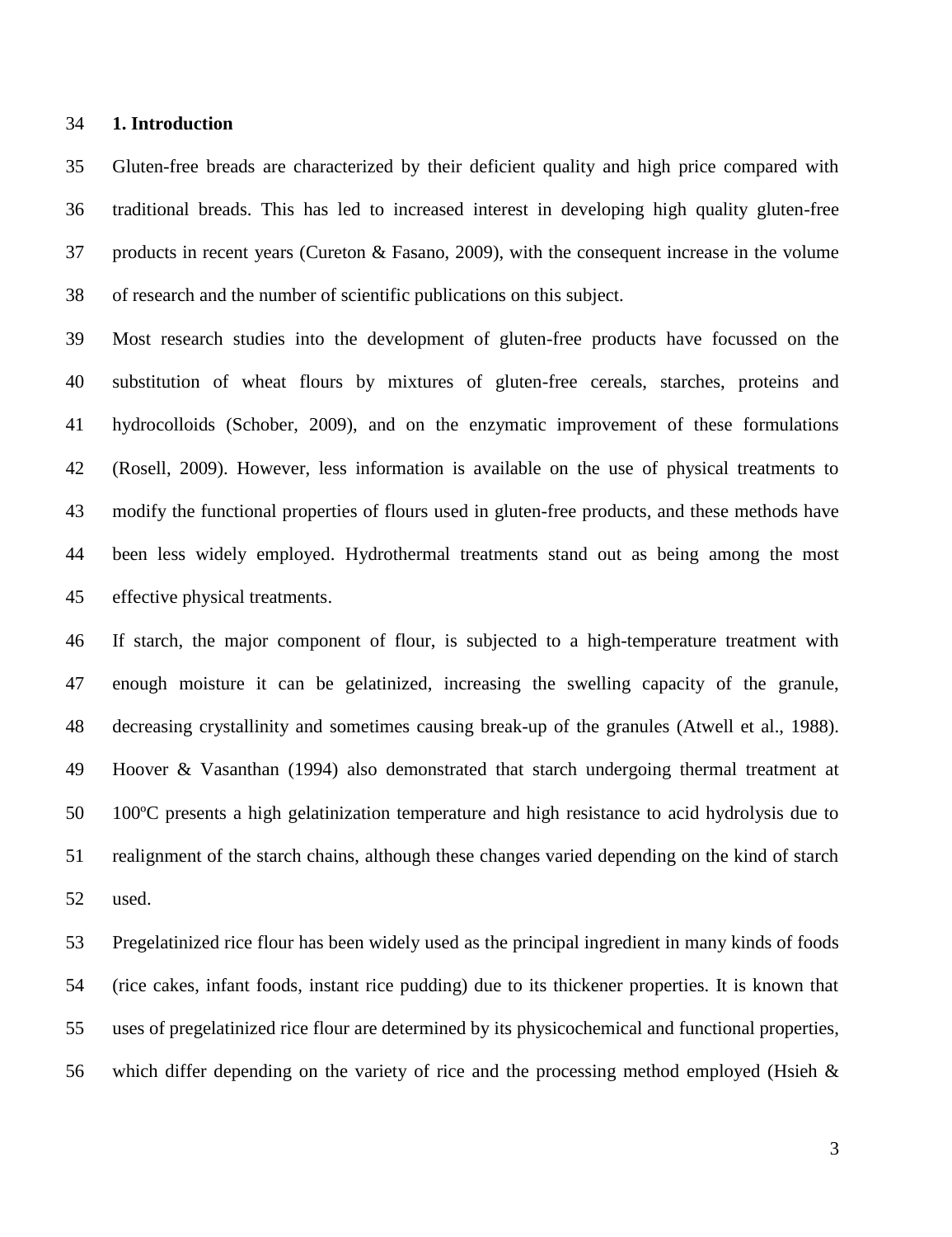## 1. Introduction

Gluten-free breads are characterized by their deficient quality and high price compared with traditional breads. This has led to increased interest in developing high quality gluten-free products in recent years (Cureton & Fasano, 2009), with the consequent increase in the volume of research and the number of scientific publications on this subject.

Most research studies into the development of gluten-free products have focussed on the substitution of wheat flours by mixtures of gluten-free cereals, starches, proteins and hydrocolloids (Schober, 2009), and on the enzymatic improvement of these formulations (Rosell, 2009). However, less information is available on the use of physical treatments to modify the functional properties of flours used in gluten-free products, and these methods have been less widely employed. Hydrothermal treatments stand out as being among the most effective physical treatments.

If starch, the major component of flour, is subjected to a high-temperature treatment with enough moisture it can be gelatinized, increasing the swelling capacity of the granule, decreasing crystallinity and sometimes causing break-up of the granules (Atwell et al., 1988). Hoover & Vasanthan (1994) also demonstrated that starch undergoing thermal treatment at 100ºC presents a high gelatinization temperature and high resistance to acid hydrolysis due to realignment of the starch chains, although these changes varied depending on the kind of starch used.

Pregelatinized rice flour has been widely used as the principal ingredient in many kinds of foods (rice cakes, infant foods, instant rice pudding) due to its thickener properties. It is known that uses of pregelatinized rice flour are determined by its physicochemical and functional properties, which differ depending on the variety of rice and the processing method employed (Hsieh &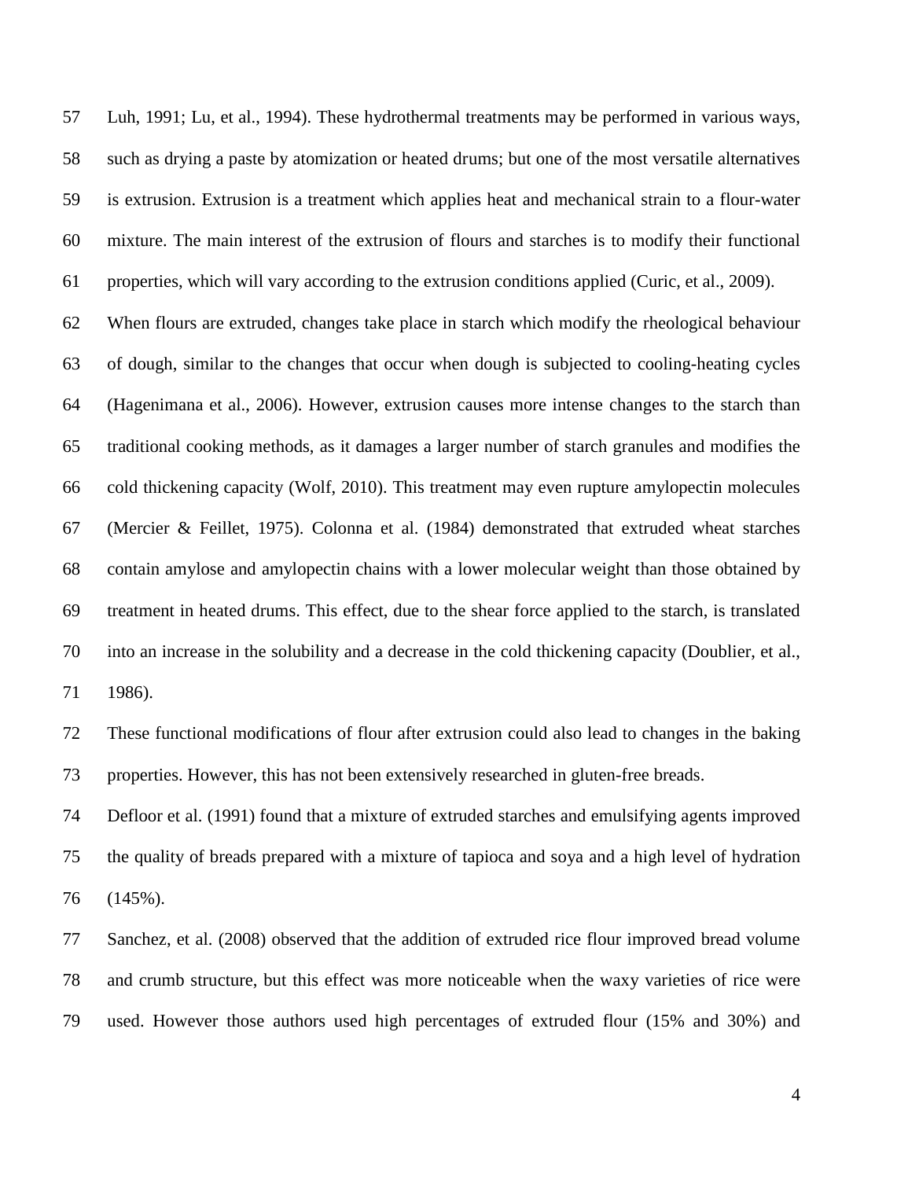Luh, 1991; Lu, et al., 1994). These hydrothermal treatments may be performed in various ways, such as drying a paste by atomization or heated drums; but one of the most versatile alternatives is extrusion. Extrusion is a treatment which applies heat and mechanical strain to a flour-water mixture. The main interest of the extrusion of flours and starches is to modify their functional properties, which will vary according to the extrusion conditions applied (Curic, et al., 2009).

When flours are extruded, changes take place in starch which modify the rheological behaviour of dough, similar to the changes that occur when dough is subjected to cooling-heating cycles (Hagenimana et al., 2006). However, extrusion causes more intense changes to the starch than traditional cooking methods, as it damages a larger number of starch granules and modifies the cold thickening capacity (Wolf, 2010). This treatment may even rupture amylopectin molecules (Mercier & Feillet, 1975). Colonna et al. (1984) demonstrated that extruded wheat starches contain amylose and amylopectin chains with a lower molecular weight than those obtained by treatment in heated drums. This effect, due to the shear force applied to the starch, is translated into an increase in the solubility and a decrease in the cold thickening capacity (Doublier, et al., 1986).

These functional modifications of flour after extrusion could also lead to changes in the baking properties. However, this has not been extensively researched in gluten-free breads.

Defloor et al. (1991) found that a mixture of extruded starches and emulsifying agents improved the quality of breads prepared with a mixture of tapioca and soya and a high level of hydration (145%).

Sanchez, et al. (2008) observed that the addition of extruded rice flour improved bread volume and crumb structure, but this effect was more noticeable when the waxy varieties of rice were used. However those authors used high percentages of extruded flour (15% and 30%) and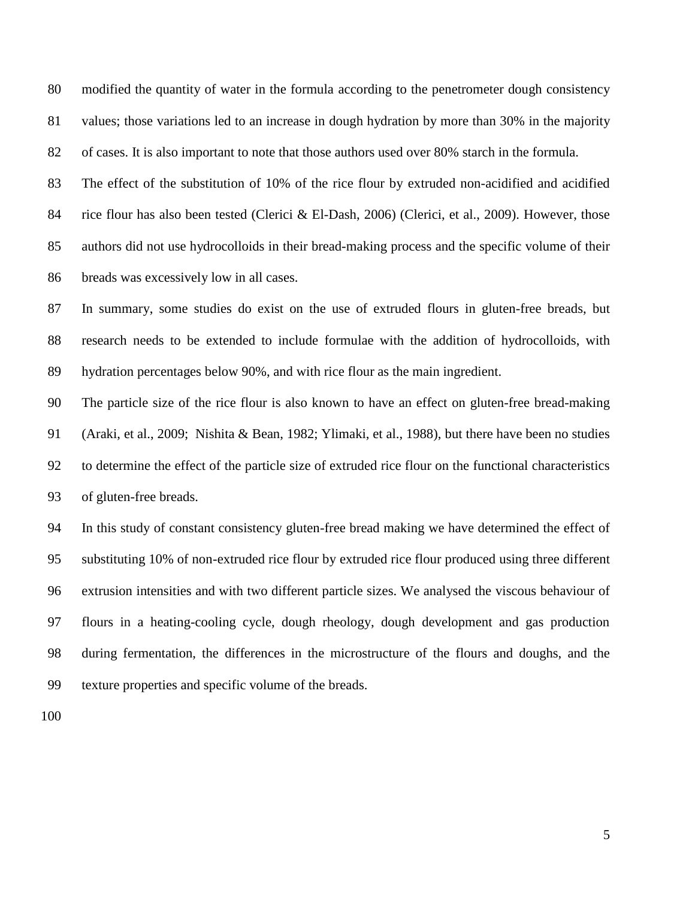modified the quantity of water in the formula according to the penetrometer dough consistency values; those variations led to an increase in dough hydration by more than 30% in the majority of cases. It is also important to note that those authors used over 80% starch in the formula.

The effect of the substitution of 10% of the rice flour by extruded non-acidified and acidified rice flour has also been tested (Clerici & El-Dash, 2006) (Clerici, et al., 2009). However, those authors did not use hydrocolloids in their bread-making process and the specific volume of their breads was excessively low in all cases.

In summary, some studies do exist on the use of extruded flours in gluten-free breads, but research needs to be extended to include formulae with the addition of hydrocolloids, with hydration percentages below 90%, and with rice flour as the main ingredient.

The particle size of the rice flour is also known to have an effect on gluten-free bread-making (Araki, et al., 2009; Nishita & Bean, 1982; Ylimaki, et al., 1988), but there have been no studies to determine the effect of the particle size of extruded rice flour on the functional characteristics of gluten-free breads.

In this study of constant consistency gluten-free bread making we have determined the effect of substituting 10% of non-extruded rice flour by extruded rice flour produced using three different extrusion intensities and with two different particle sizes. We analysed the viscous behaviour of flours in a heating-cooling cycle, dough rheology, dough development and gas production during fermentation, the differences in the microstructure of the flours and doughs, and the texture properties and specific volume of the breads.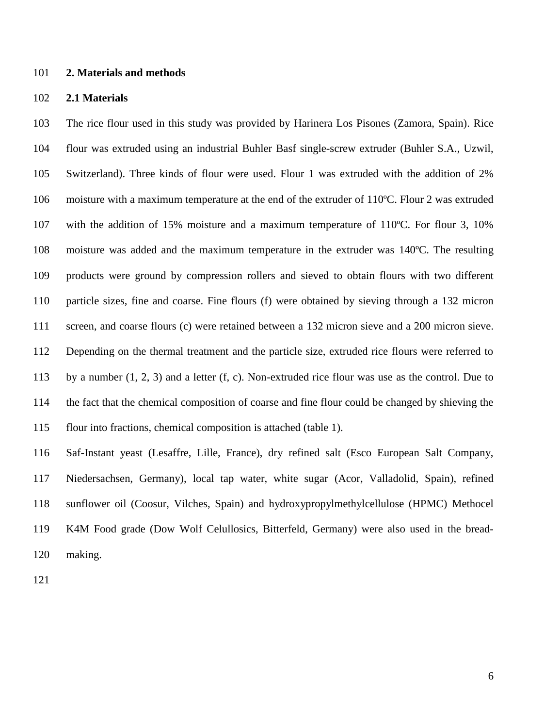## 2. Materials and methods

### 2.1 Materials

The rice flour used in this study was provided by Harinera Los Pisones (Zamora, Spain). Rice flour was extruded using an industrial Buhler Basf single-screw extruder (Buhler S.A., Uzwil, Switzerland). Three kinds of flour were used. Flour 1 was extruded with the addition of 2% moisture with a maximum temperature at the end of the extruder of 110ºC. Flour 2 was extruded with the addition of 15% moisture and a maximum temperature of 110ºC. For flour 3, 10% moisture was added and the maximum temperature in the extruder was 140ºC. The resulting products were ground by compression rollers and sieved to obtain flours with two different particle sizes, fine and coarse. Fine flours (f) were obtained by sieving through a 132 micron screen, and coarse flours (c) were retained between a 132 micron sieve and a 200 micron sieve. Depending on the thermal treatment and the particle size, extruded rice flours were referred to by a number (1, 2, 3) and a letter (f, c). Non-extruded rice flour was use as the control. Due to the fact that the chemical composition of coarse and fine flour could be changed by shieving the flour into fractions, chemical composition is attached (table 1).

Saf-Instant yeast (Lesaffre, Lille, France), dry refined salt (Esco European Salt Company, Niedersachsen, Germany), local tap water, white sugar (Acor, Valladolid, Spain), refined sunflower oil (Coosur, Vilches, Spain) and hydroxypropylmethylcellulose (HPMC) Methocel K4M Food grade (Dow Wolf Celullosics, Bitterfeld, Germany) were also used in the bread-making.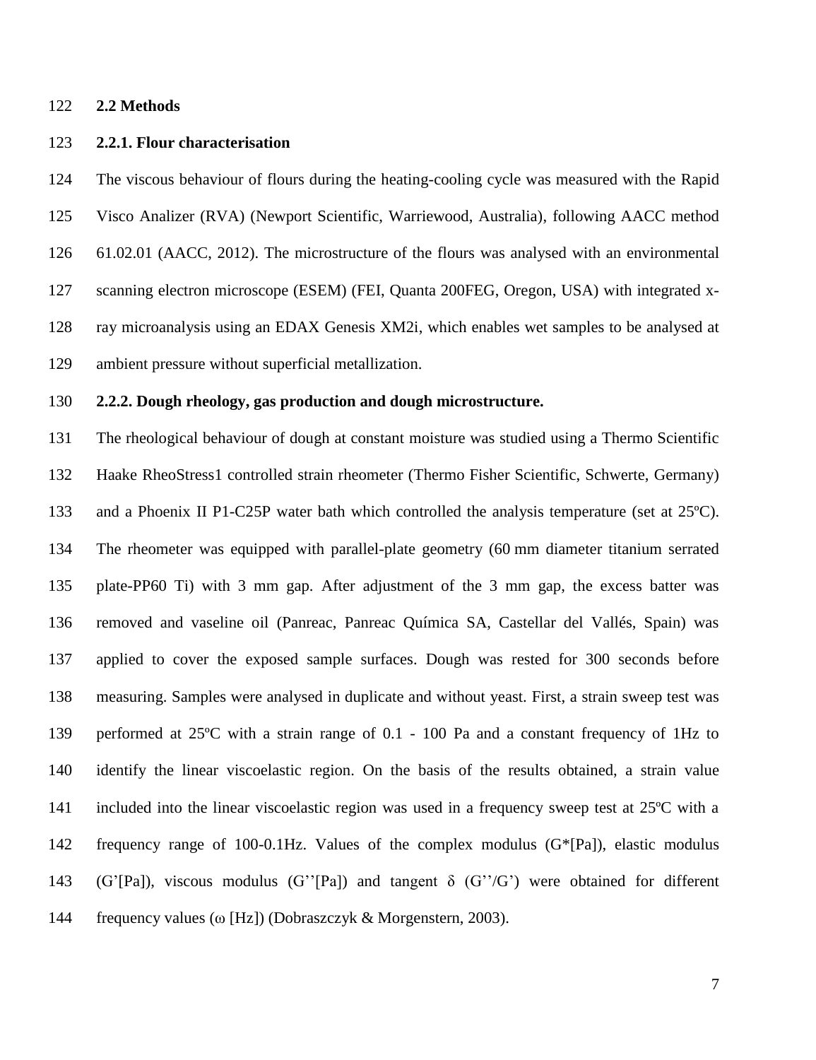## 2.2 Methods

### 2.2.1. Flour characterisation

The viscous behaviour of flours during the heating-cooling cycle was measured with the Rapid Visco Analizer (RVA) (Newport Scientific, Warriewood, Australia), following AACC method 61.02.01 (AACC, 2012). The microstructure of the flours was analysed with an environmental scanning electron microscope (ESEM) (FEI, Quanta 200FEG, Oregon, USA) with integrated x-ray microanalysis using an EDAX Genesis XM2i, which enables wet samples to be analysed at ambient pressure without superficial metallization.

### 2.2.2. Dough rheology, gas production and dough microstructure.

The rheological behaviour of dough at constant moisture was studied using a Thermo Scientific Haake RheoStress1 controlled strain rheometer (Thermo Fisher Scientific, Schwerte, Germany) and a Phoenix II P1-C25P water bath which controlled the analysis temperature (set at 25ºC). The rheometer was equipped with parallel-plate geometry (60 mm diameter titanium serrated plate-PP60 Ti) with 3 mm gap. After adjustment of the 3 mm gap, the excess batter was removed and vaseline oil (Panreac, Panreac Química SA, Castellar del Vallés, Spain) was applied to cover the exposed sample surfaces. Dough was rested for 300 seconds before measuring. Samples were analysed in duplicate and without yeast. First, a strain sweep test was performed at 25ºC with a strain range of 0.1 - 100 Pa and a constant frequency of 1Hz to identify the linear viscoelastic region. On the basis of the results obtained, a strain value included into the linear viscoelastic region was used in a frequency sweep test at 25ºC with a frequency range of 100-0.1Hz. Values of the complex modulus (G*[Pa]), elastic modulus (G'[Pa]), viscous modulus (G''[Pa]) and tangent $\delta$ (G''/G') were obtained for different frequency values ($\omega$ [Hz]) (Dobraszczyk & Morgenstern, 2003).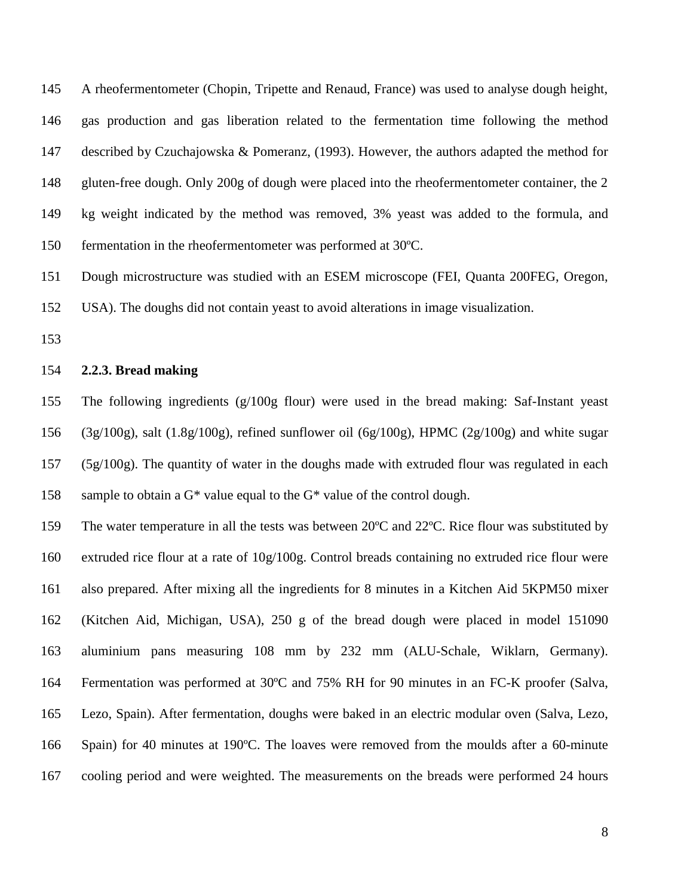A rheofermentometer (Chopin, Tripette and Renaud, France) was used to analyse dough height, gas production and gas liberation related to the fermentation time following the method described by Czuchajowska & Pomeranz, (1993). However, the authors adapted the method for gluten-free dough. Only 200g of dough were placed into the rheofermentometer container, the 2 kg weight indicated by the method was removed, 3% yeast was added to the formula, and fermentation in the rheofermentometer was performed at 30ºC.

Dough microstructure was studied with an ESEM microscope (FEI, Quanta 200FEG, Oregon, USA). The doughs did not contain yeast to avoid alterations in image visualization.

### 2.2.3. Bread making

The following ingredients (g/100g flour) were used in the bread making: Saf-Instant yeast (3g/100g), salt (1.8g/100g), refined sunflower oil (6g/100g), HPMC (2g/100g) and white sugar (5g/100g). The quantity of water in the doughs made with extruded flour was regulated in each sample to obtain a G* value equal to the G* value of the control dough.

The water temperature in all the tests was between 20ºC and 22ºC. Rice flour was substituted by extruded rice flour at a rate of 10g/100g. Control breads containing no extruded rice flour were also prepared. After mixing all the ingredients for 8 minutes in a Kitchen Aid 5KPM50 mixer (Kitchen Aid, Michigan, USA), 250 g of the bread dough were placed in model 151090 aluminium pans measuring 108 mm by 232 mm (ALU-Schale, Wiklarn, Germany). Fermentation was performed at 30ºC and 75% RH for 90 minutes in an FC-K proofer (Salva, Lezo, Spain). After fermentation, doughs were baked in an electric modular oven (Salva, Lezo, Spain) for 40 minutes at 190ºC. The loaves were removed from the moulds after a 60-minute cooling period and were weighted. The measurements on the breads were performed 24 hours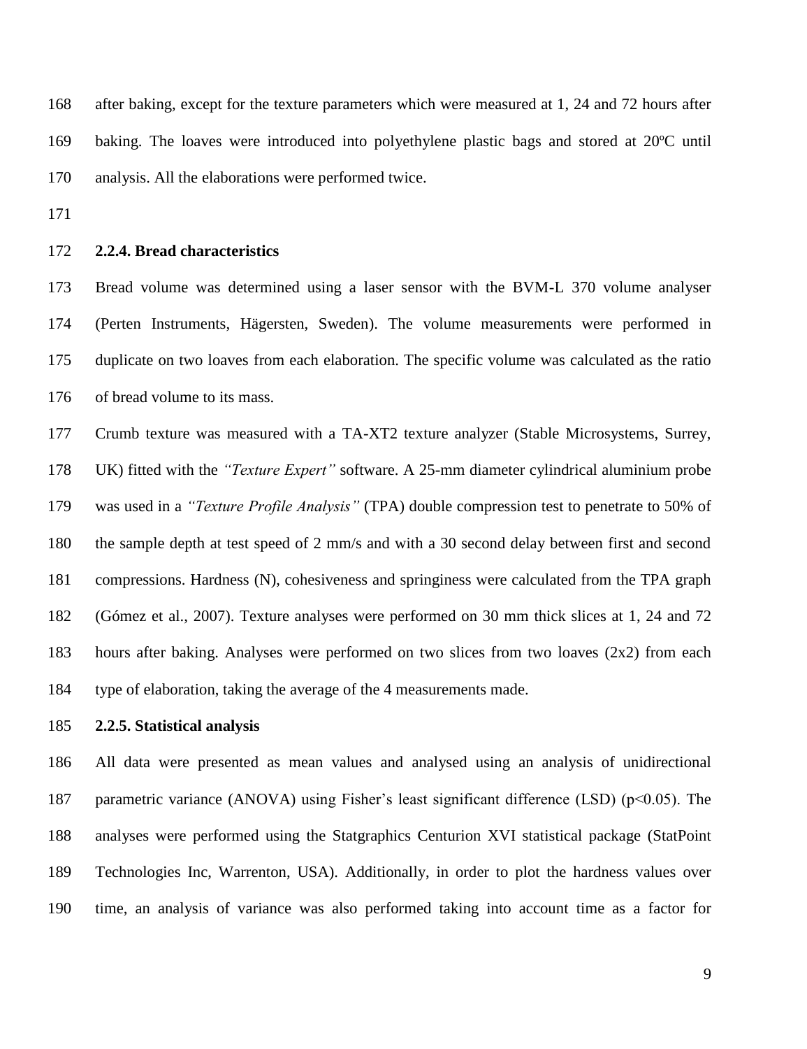after baking, except for the texture parameters which were measured at 1, 24 and 72 hours after baking. The loaves were introduced into polyethylene plastic bags and stored at 20ºC until analysis. All the elaborations were performed twice.

#### 2.2.4. Bread characteristics

Bread volume was determined using a laser sensor with the BVM-L 370 volume analyser (Perten Instruments, Hägersten, Sweden). The volume measurements were performed in duplicate on two loaves from each elaboration. The specific volume was calculated as the ratio of bread volume to its mass.

Crumb texture was measured with a TA-XT2 texture analyzer (Stable Microsystems, Surrey, UK) fitted with the *"Texture Expert"* software. A 25-mm diameter cylindrical aluminium probe was used in a *"Texture Profile Analysis"* (TPA) double compression test to penetrate to 50% of the sample depth at test speed of 2 mm/s and with a 30 second delay between first and second compressions. Hardness (N), cohesiveness and springiness were calculated from the TPA graph (Gómez et al., 2007). Texture analyses were performed on 30 mm thick slices at 1, 24 and 72 hours after baking. Analyses were performed on two slices from two loaves (2x2) from each type of elaboration, taking the average of the 4 measurements made.

#### 2.2.5. Statistical analysis

All data were presented as mean values and analysed using an analysis of unidirectional parametric variance (ANOVA) using Fisher's least significant difference (LSD) ($p<0.05$). The analyses were performed using the Statgraphics Centurion XVI statistical package (StatPoint Technologies Inc, Warrenton, USA). Additionally, in order to plot the hardness values over time, an analysis of variance was also performed taking into account time as a factor for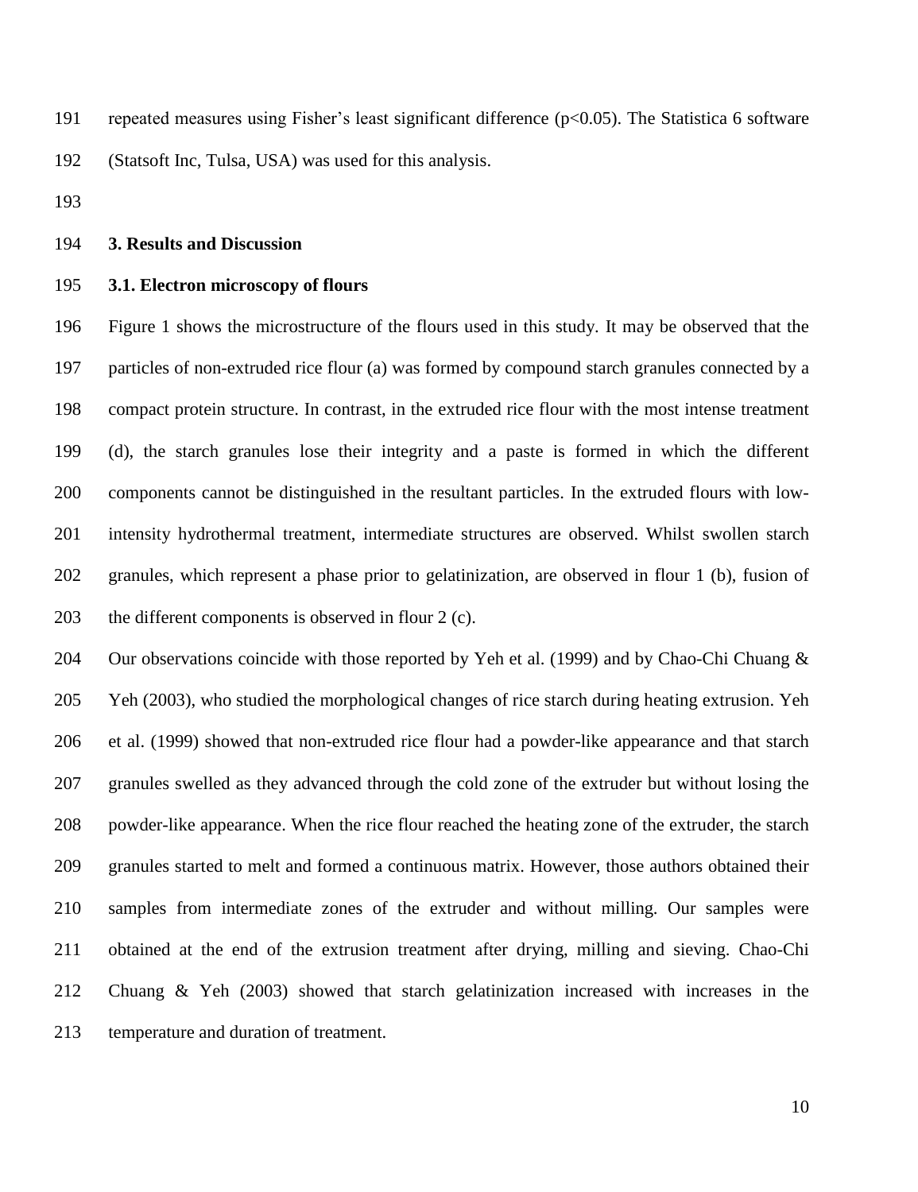repeated measures using Fisher's least significant difference ($p<0.05$). The Statistica 6 software (Statsoft Inc, Tulsa, USA) was used for this analysis.

## 3. Results and Discussion

### 3.1. Electron microscopy of flours

Figure 1 shows the microstructure of the flours used in this study. It may be observed that the particles of non-extruded rice flour (a) was formed by compound starch granules connected by a compact protein structure. In contrast, in the extruded rice flour with the most intense treatment (d), the starch granules lose their integrity and a paste is formed in which the different components cannot be distinguished in the resultant particles. In the extruded flours with low-intensity hydrothermal treatment, intermediate structures are observed. Whilst swollen starch granules, which represent a phase prior to gelatinization, are observed in flour 1 (b), fusion of the different components is observed in flour 2 (c).

Our observations coincide with those reported by Yeh et al. (1999) and by Chao-Chi Chuang & Yeh (2003), who studied the morphological changes of rice starch during heating extrusion. Yeh et al. (1999) showed that non-extruded rice flour had a powder-like appearance and that starch granules swelled as they advanced through the cold zone of the extruder but without losing the powder-like appearance. When the rice flour reached the heating zone of the extruder, the starch granules started to melt and formed a continuous matrix. However, those authors obtained their samples from intermediate zones of the extruder and without milling. Our samples were obtained at the end of the extrusion treatment after drying, milling and sieving. Chao-Chi Chuang & Yeh (2003) showed that starch gelatinization increased with increases in the temperature and duration of treatment.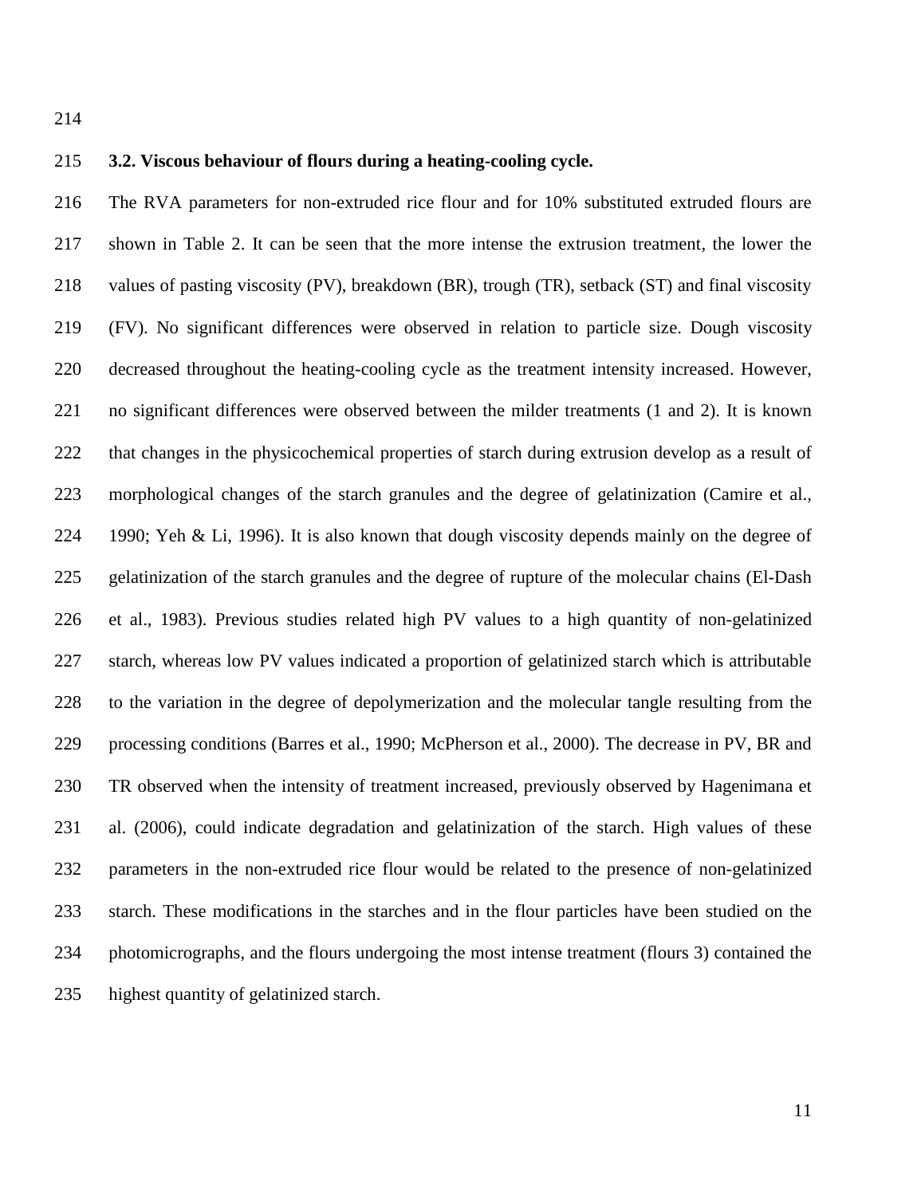### 3.2. Viscous behaviour of flours during a heating-cooling cycle.

The RVA parameters for non-extruded rice flour and for 10% substituted extruded flours are shown in Table 2. It can be seen that the more intense the extrusion treatment, the lower the values of pasting viscosity (PV), breakdown (BR), trough (TR), setback (ST) and final viscosity (FV). No significant differences were observed in relation to particle size. Dough viscosity decreased throughout the heating-cooling cycle as the treatment intensity increased. However, no significant differences were observed between the milder treatments (1 and 2). It is known that changes in the physicochemical properties of starch during extrusion develop as a result of morphological changes of the starch granules and the degree of gelatinization (Camire et al., 1990; Yeh & Li, 1996). It is also known that dough viscosity depends mainly on the degree of gelatinization of the starch granules and the degree of rupture of the molecular chains (El-Dash et al., 1983). Previous studies related high PV values to a high quantity of non-gelatinized starch, whereas low PV values indicated a proportion of gelatinized starch which is attributable to the variation in the degree of depolymerization and the molecular tangle resulting from the processing conditions (Barres et al., 1990; McPherson et al., 2000). The decrease in PV, BR and TR observed when the intensity of treatment increased, previously observed by Hagenimana et al. (2006), could indicate degradation and gelatinization of the starch. High values of these parameters in the non-extruded rice flour would be related to the presence of non-gelatinized starch. These modifications in the starches and in the flour particles have been studied on the photomicrographs, and the flours undergoing the most intense treatment (flours 3) contained the highest quantity of gelatinized starch.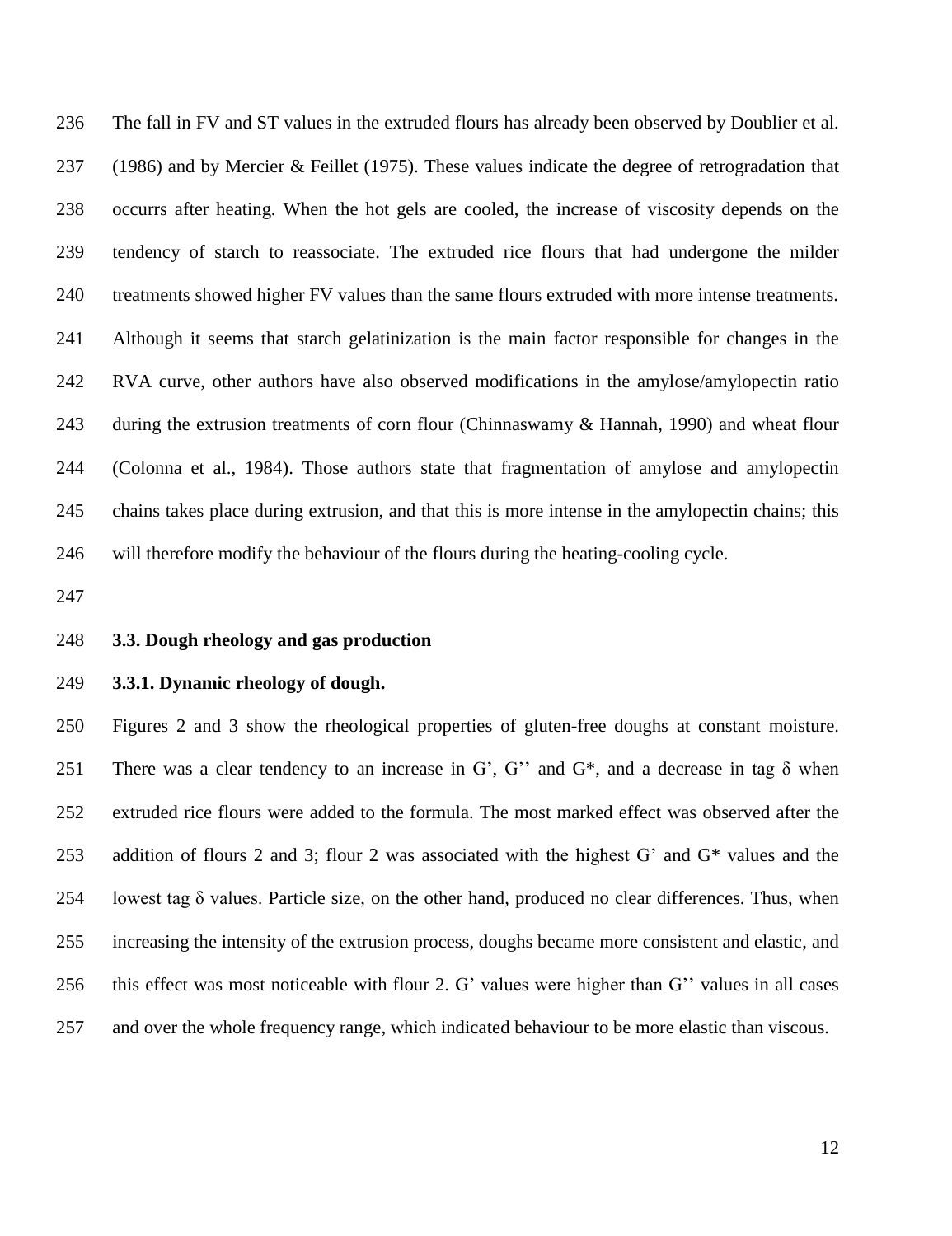The fall in FV and ST values in the extruded flours has already been observed by Doublier et al. (1986) and by Mercier & Feillet (1975). These values indicate the degree of retrogradation that occurrs after heating. When the hot gels are cooled, the increase of viscosity depends on the tendency of starch to reassociate. The extruded rice flours that had undergone the milder treatments showed higher FV values than the same flours extruded with more intense treatments. Although it seems that starch gelatinization is the main factor responsible for changes in the RVA curve, other authors have also observed modifications in the amylose/amylopectin ratio during the extrusion treatments of corn flour (Chinnaswamy & Hannah, 1990) and wheat flour (Colonna et al., 1984). Those authors state that fragmentation of amylose and amylopectin chains takes place during extrusion, and that this is more intense in the amylopectin chains; this will therefore modify the behaviour of the flours during the heating-cooling cycle.

### 3.3. Dough rheology and gas production

#### 3.3.1. Dynamic rheology of dough.

Figures 2 and 3 show the rheological properties of gluten-free doughs at constant moisture. There was a clear tendency to an increase in G', G'' and G*, and a decrease in tag $\delta$ when extruded rice flours were added to the formula. The most marked effect was observed after the addition of flours 2 and 3; flour 2 was associated with the highest G' and G* values and the lowest tag $\delta$ values. Particle size, on the other hand, produced no clear differences. Thus, when increasing the intensity of the extrusion process, doughs became more consistent and elastic, and this effect was most noticeable with flour 2. G' values were higher than G'' values in all cases and over the whole frequency range, which indicated behaviour to be more elastic than viscous.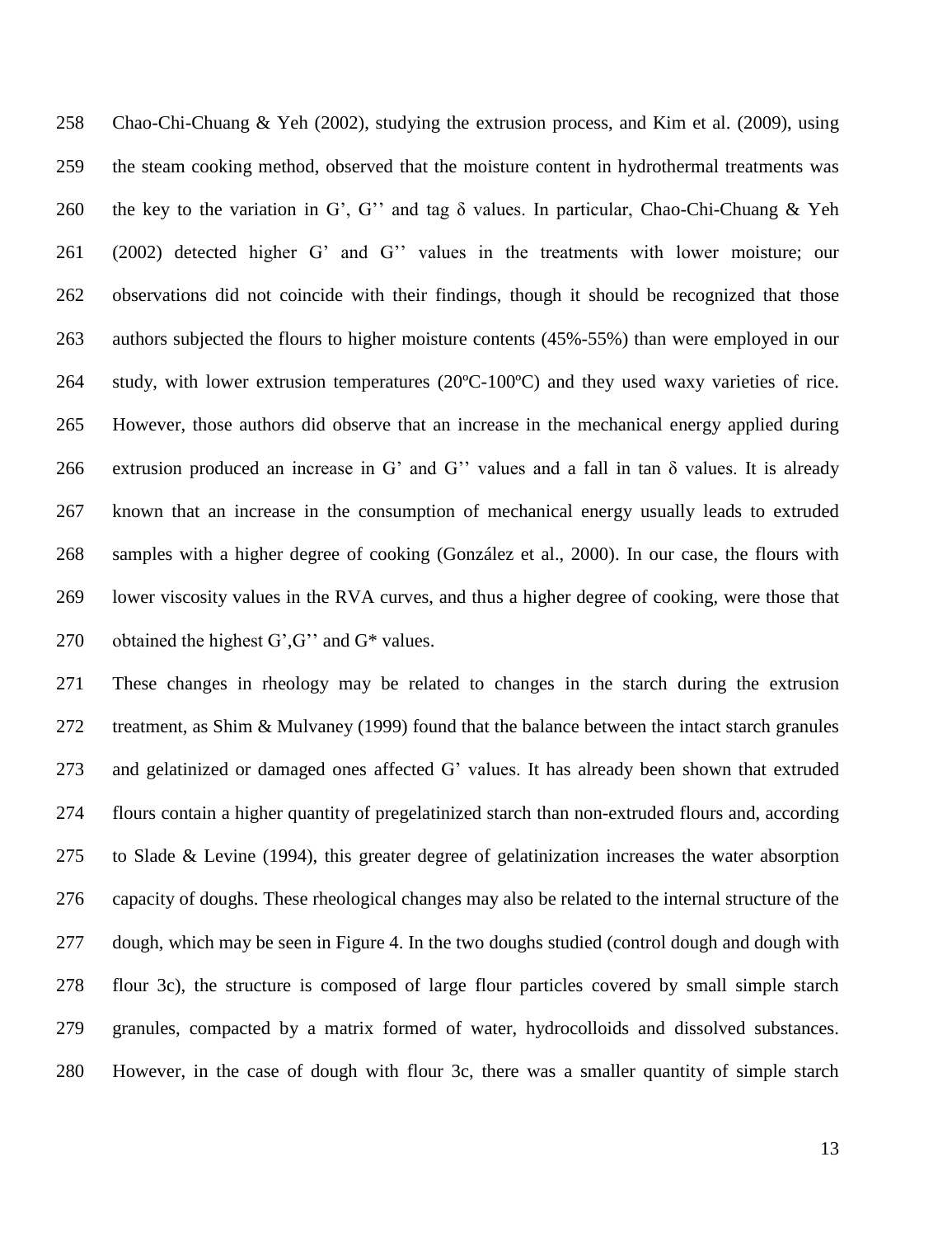Chao-Chi-Chuang & Yeh (2002), studying the extrusion process, and Kim et al. (2009), using the steam cooking method, observed that the moisture content in hydrothermal treatments was the key to the variation in G', G'' and tag δ values. In particular, Chao-Chi-Chuang & Yeh (2002) detected higher G' and G'' values in the treatments with lower moisture; our observations did not coincide with their findings, though it should be recognized that those authors subjected the flours to higher moisture contents (45%-55%) than were employed in our study, with lower extrusion temperatures (20ºC-100ºC) and they used waxy varieties of rice. However, those authors did observe that an increase in the mechanical energy applied during extrusion produced an increase in G' and G'' values and a fall in tan δ values. It is already known that an increase in the consumption of mechanical energy usually leads to extruded samples with a higher degree of cooking (González et al., 2000). In our case, the flours with lower viscosity values in the RVA curves, and thus a higher degree of cooking, were those that obtained the highest G',G'' and G* values.

These changes in rheology may be related to changes in the starch during the extrusion treatment, as Shim & Mulvaney (1999) found that the balance between the intact starch granules and gelatinized or damaged ones affected G' values. It has already been shown that extruded flours contain a higher quantity of pregelatinized starch than non-extruded flours and, according to Slade & Levine (1994), this greater degree of gelatinization increases the water absorption capacity of doughs. These rheological changes may also be related to the internal structure of the dough, which may be seen in Figure 4. In the two doughs studied (control dough and dough with flour 3c), the structure is composed of large flour particles covered by small simple starch granules, compacted by a matrix formed of water, hydrocolloids and dissolved substances. However, in the case of dough with flour 3c, there was a smaller quantity of simple starch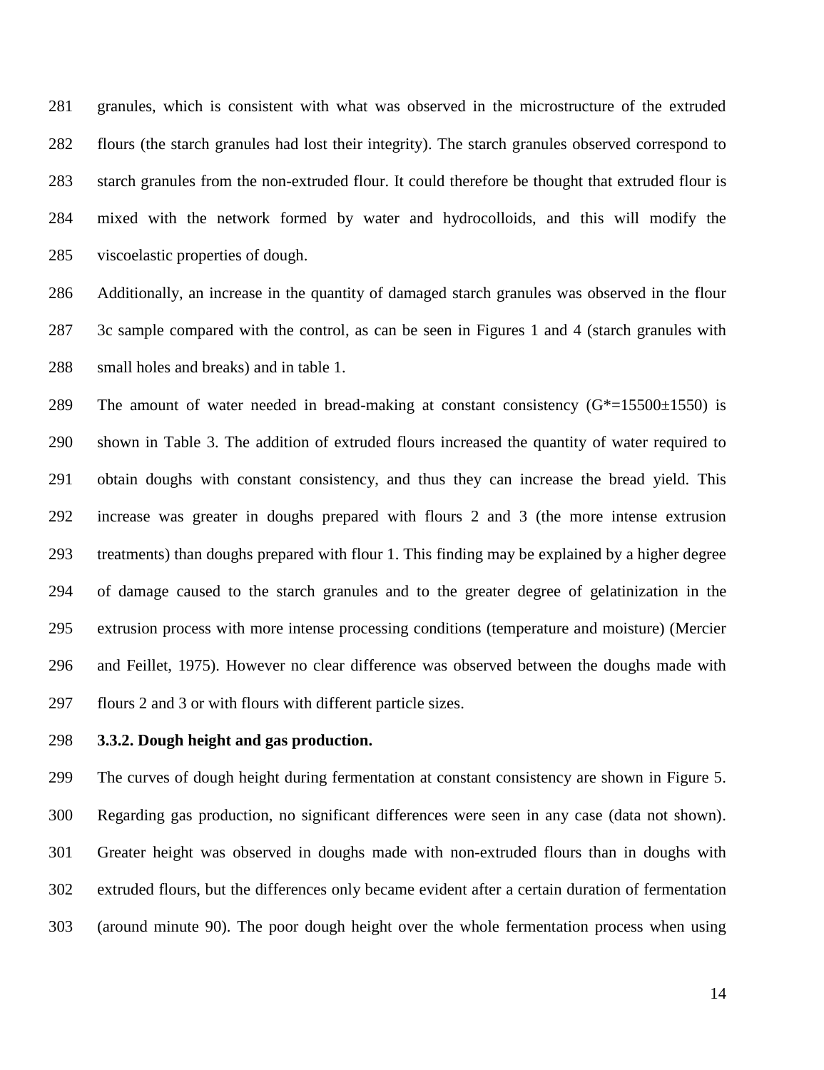granules, which is consistent with what was observed in the microstructure of the extruded flours (the starch granules had lost their integrity). The starch granules observed correspond to starch granules from the non-extruded flour. It could therefore be thought that extruded flour is mixed with the network formed by water and hydrocolloids, and this will modify the viscoelastic properties of dough.

Additionally, an increase in the quantity of damaged starch granules was observed in the flour 3c sample compared with the control, as can be seen in Figures 1 and 4 (starch granules with small holes and breaks) and in table 1.

The amount of water needed in bread-making at constant consistency ($G^*=15500\pm1550$) is shown in Table 3. The addition of extruded flours increased the quantity of water required to obtain doughs with constant consistency, and thus they can increase the bread yield. This increase was greater in doughs prepared with flours 2 and 3 (the more intense extrusion treatments) than doughs prepared with flour 1. This finding may be explained by a higher degree of damage caused to the starch granules and to the greater degree of gelatinization in the extrusion process with more intense processing conditions (temperature and moisture) (Mercier and Feillet, 1975). However no clear difference was observed between the doughs made with flours 2 and 3 or with flours with different particle sizes.

### 3.3.2. Dough height and gas production.

The curves of dough height during fermentation at constant consistency are shown in Figure 5. Regarding gas production, no significant differences were seen in any case (data not shown). Greater height was observed in doughs made with non-extruded flours than in doughs with extruded flours, but the differences only became evident after a certain duration of fermentation (around minute 90). The poor dough height over the whole fermentation process when using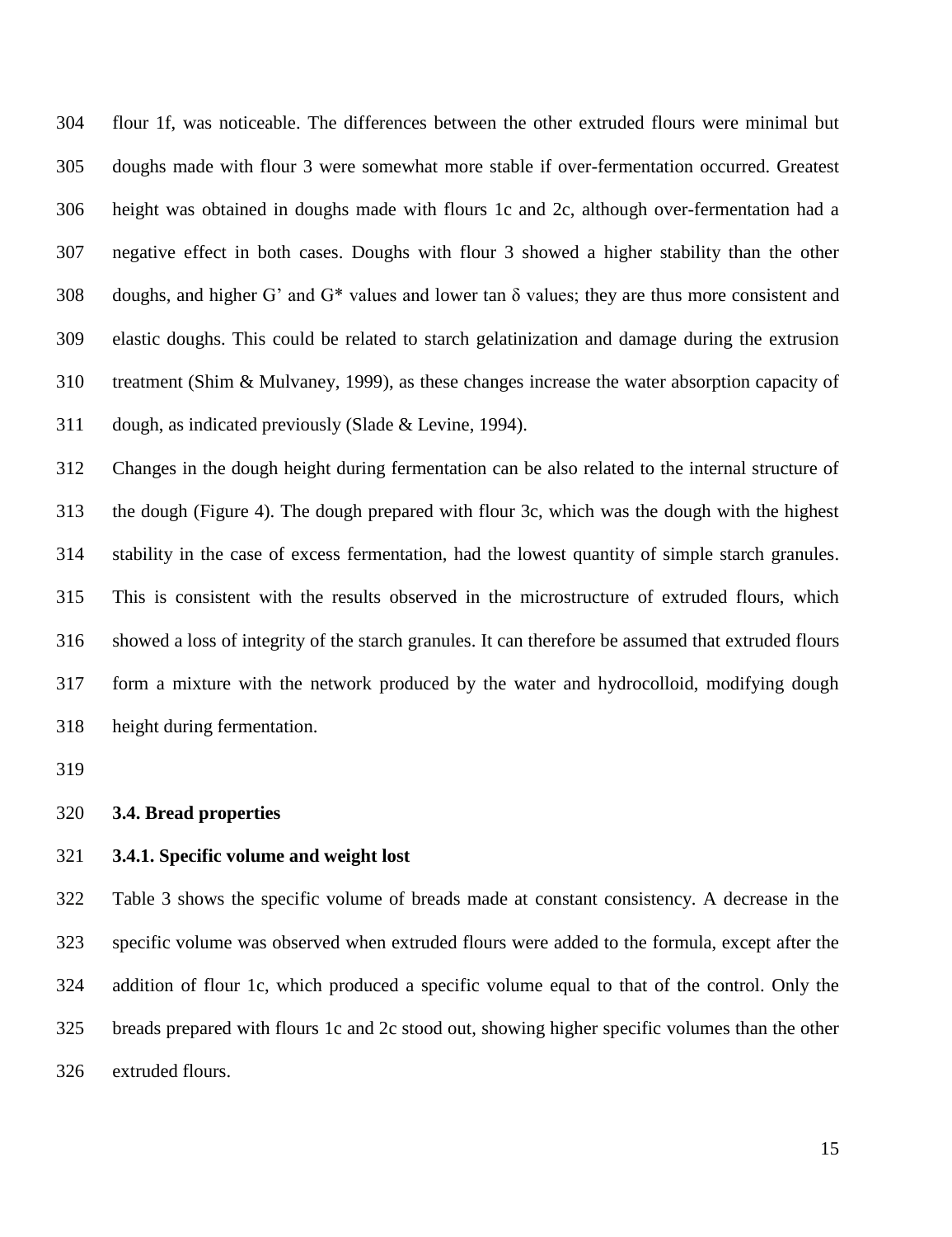flour 1f, was noticeable. The differences between the other extruded flours were minimal but doughs made with flour 3 were somewhat more stable if over-fermentation occurred. Greatest height was obtained in doughs made with flours 1c and 2c, although over-fermentation had a negative effect in both cases. Doughs with flour 3 showed a higher stability than the other doughs, and higher G' and G* values and lower tan δ values; they are thus more consistent and elastic doughs. This could be related to starch gelatinization and damage during the extrusion treatment (Shim & Mulvaney, 1999), as these changes increase the water absorption capacity of dough, as indicated previously (Slade & Levine, 1994).

Changes in the dough height during fermentation can be also related to the internal structure of the dough (Figure 4). The dough prepared with flour 3c, which was the dough with the highest stability in the case of excess fermentation, had the lowest quantity of simple starch granules. This is consistent with the results observed in the microstructure of extruded flours, which showed a loss of integrity of the starch granules. It can therefore be assumed that extruded flours form a mixture with the network produced by the water and hydrocolloid, modifying dough height during fermentation.

## 3.4. Bread properties

### 3.4.1. Specific volume and weight lost

Table 3 shows the specific volume of breads made at constant consistency. A decrease in the specific volume was observed when extruded flours were added to the formula, except after the addition of flour 1c, which produced a specific volume equal to that of the control. Only the breads prepared with flours 1c and 2c stood out, showing higher specific volumes than the other extruded flours.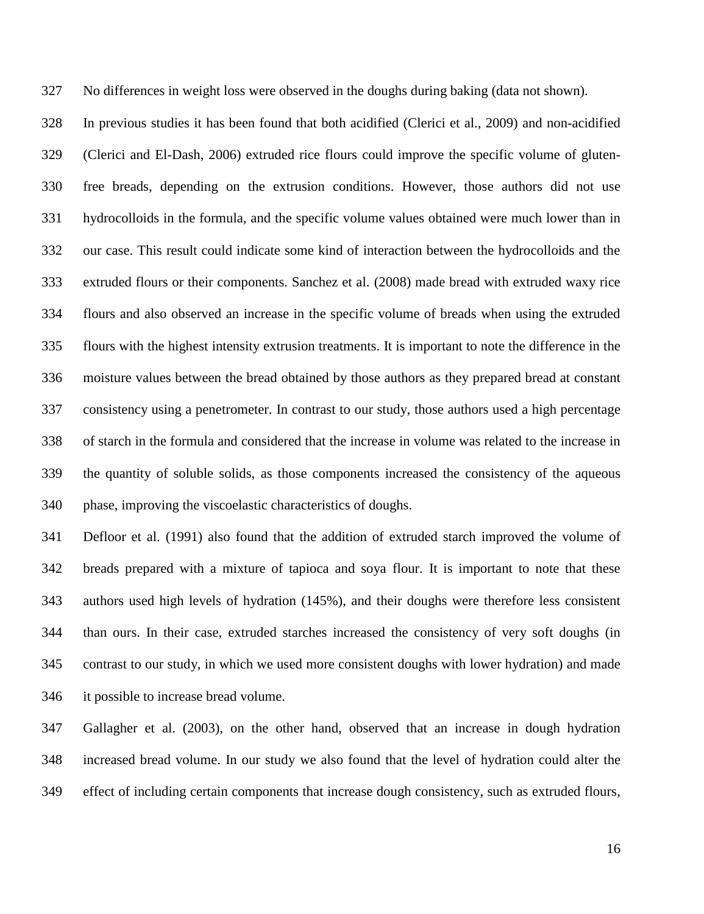No differences in weight loss were observed in the doughs during baking (data not shown).

In previous studies it has been found that both acidified (Clerici et al., 2009) and non-acidified (Clerici and El-Dash, 2006) extruded rice flours could improve the specific volume of gluten-free breads, depending on the extrusion conditions. However, those authors did not use hydrocolloids in the formula, and the specific volume values obtained were much lower than in our case. This result could indicate some kind of interaction between the hydrocolloids and the extruded flours or their components. Sanchez et al. (2008) made bread with extruded waxy rice flours and also observed an increase in the specific volume of breads when using the extruded flours with the highest intensity extrusion treatments. It is important to note the difference in the moisture values between the bread obtained by those authors as they prepared bread at constant consistency using a penetrometer. In contrast to our study, those authors used a high percentage of starch in the formula and considered that the increase in volume was related to the increase in the quantity of soluble solids, as those components increased the consistency of the aqueous phase, improving the viscoelastic characteristics of doughs.

Defloor et al. (1991) also found that the addition of extruded starch improved the volume of breads prepared with a mixture of tapioca and soya flour. It is important to note that these authors used high levels of hydration (145%), and their doughs were therefore less consistent than ours. In their case, extruded starches increased the consistency of very soft doughs (in contrast to our study, in which we used more consistent doughs with lower hydration) and made it possible to increase bread volume.

Gallagher et al. (2003), on the other hand, observed that an increase in dough hydration increased bread volume. In our study we also found that the level of hydration could alter the effect of including certain components that increase dough consistency, such as extruded flours,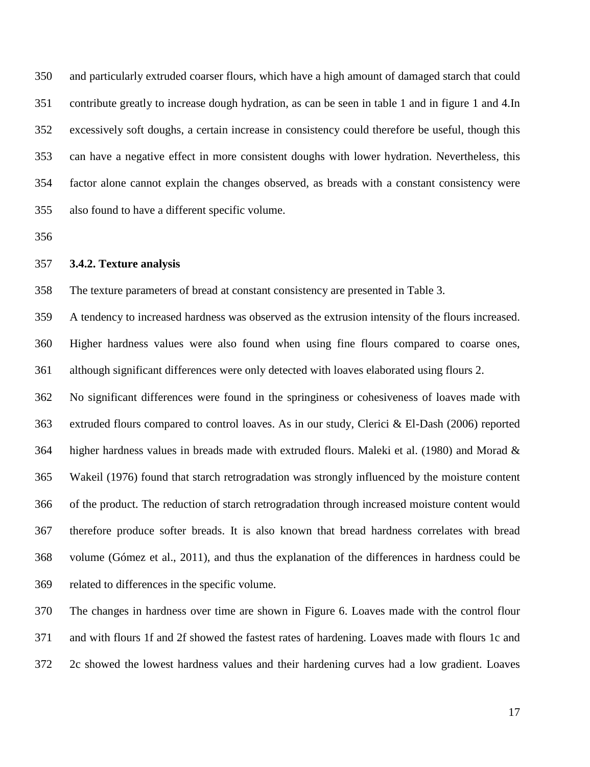and particularly extruded coarser flours, which have a high amount of damaged starch that could contribute greatly to increase dough hydration, as can be seen in table 1 and in figure 1 and 4.In excessively soft doughs, a certain increase in consistency could therefore be useful, though this can have a negative effect in more consistent doughs with lower hydration. Nevertheless, this factor alone cannot explain the changes observed, as breads with a constant consistency were also found to have a different specific volume.

### 3.4.2. Texture analysis

The texture parameters of bread at constant consistency are presented in Table 3.

A tendency to increased hardness was observed as the extrusion intensity of the flours increased. Higher hardness values were also found when using fine flours compared to coarse ones, although significant differences were only detected with loaves elaborated using flours 2.

No significant differences were found in the springiness or cohesiveness of loaves made with extruded flours compared to control loaves. As in our study, Clerici & El-Dash (2006) reported higher hardness values in breads made with extruded flours. Maleki et al. (1980) and Morad & Wakeil (1976) found that starch retrogradation was strongly influenced by the moisture content of the product. The reduction of starch retrogradation through increased moisture content would therefore produce softer breads. It is also known that bread hardness correlates with bread volume (Gómez et al., 2011), and thus the explanation of the differences in hardness could be related to differences in the specific volume.

The changes in hardness over time are shown in Figure 6. Loaves made with the control flour and with flours 1f and 2f showed the fastest rates of hardening. Loaves made with flours 1c and 2c showed the lowest hardness values and their hardening curves had a low gradient. Loaves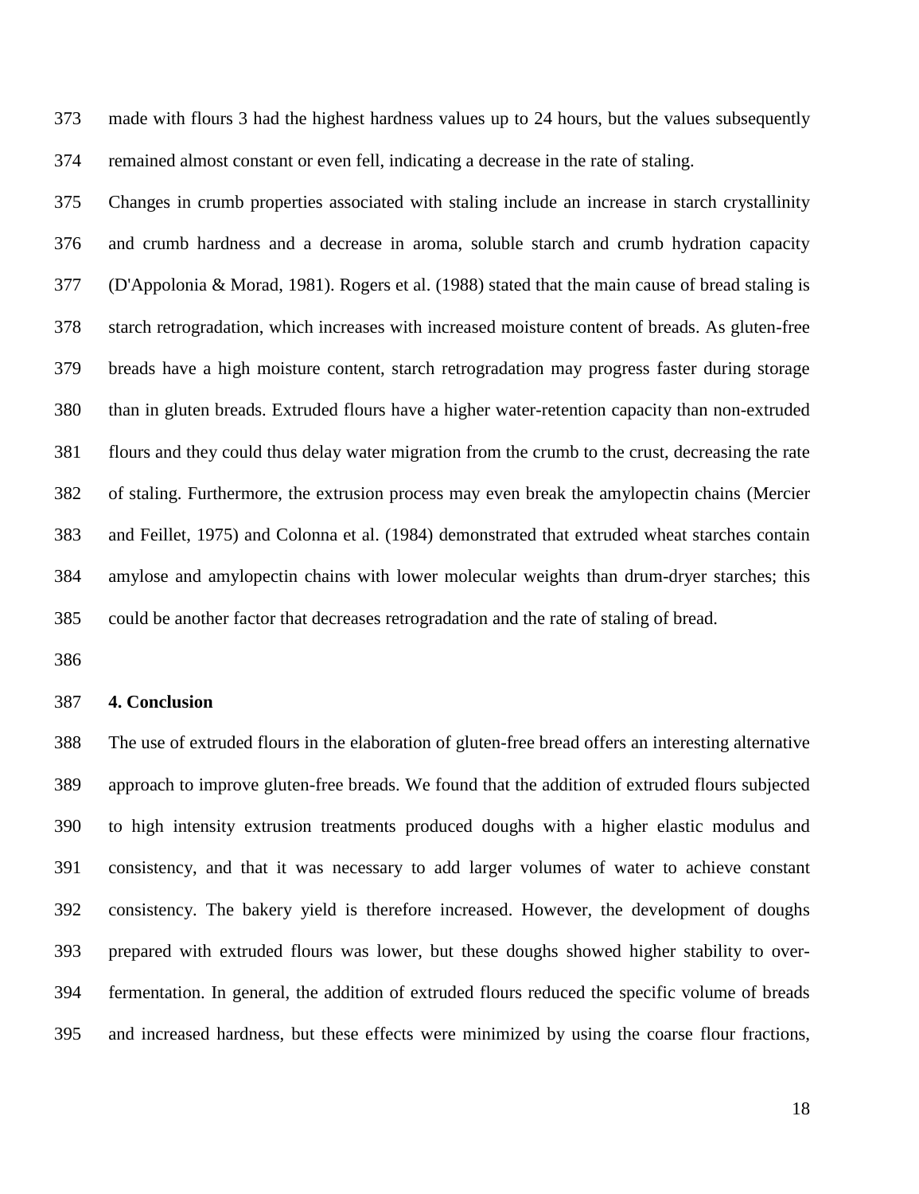made with flours 3 had the highest hardness values up to 24 hours, but the values subsequently remained almost constant or even fell, indicating a decrease in the rate of staling.

Changes in crumb properties associated with staling include an increase in starch crystallinity and crumb hardness and a decrease in aroma, soluble starch and crumb hydration capacity (D'Appolonia & Morad, 1981). Rogers et al. (1988) stated that the main cause of bread staling is starch retrogradation, which increases with increased moisture content of breads. As gluten-free breads have a high moisture content, starch retrogradation may progress faster during storage than in gluten breads. Extruded flours have a higher water-retention capacity than non-extruded flours and they could thus delay water migration from the crumb to the crust, decreasing the rate of staling. Furthermore, the extrusion process may even break the amylopectin chains (Mercier and Feillet, 1975) and Colonna et al. (1984) demonstrated that extruded wheat starches contain amylose and amylopectin chains with lower molecular weights than drum-dryer starches; this could be another factor that decreases retrogradation and the rate of staling of bread.

## 4. Conclusion

The use of extruded flours in the elaboration of gluten-free bread offers an interesting alternative approach to improve gluten-free breads. We found that the addition of extruded flours subjected to high intensity extrusion treatments produced doughs with a higher elastic modulus and consistency, and that it was necessary to add larger volumes of water to achieve constant consistency. The bakery yield is therefore increased. However, the development of doughs prepared with extruded flours was lower, but these doughs showed higher stability to over-fermentation. In general, the addition of extruded flours reduced the specific volume of breads and increased hardness, but these effects were minimized by using the coarse flour fractions,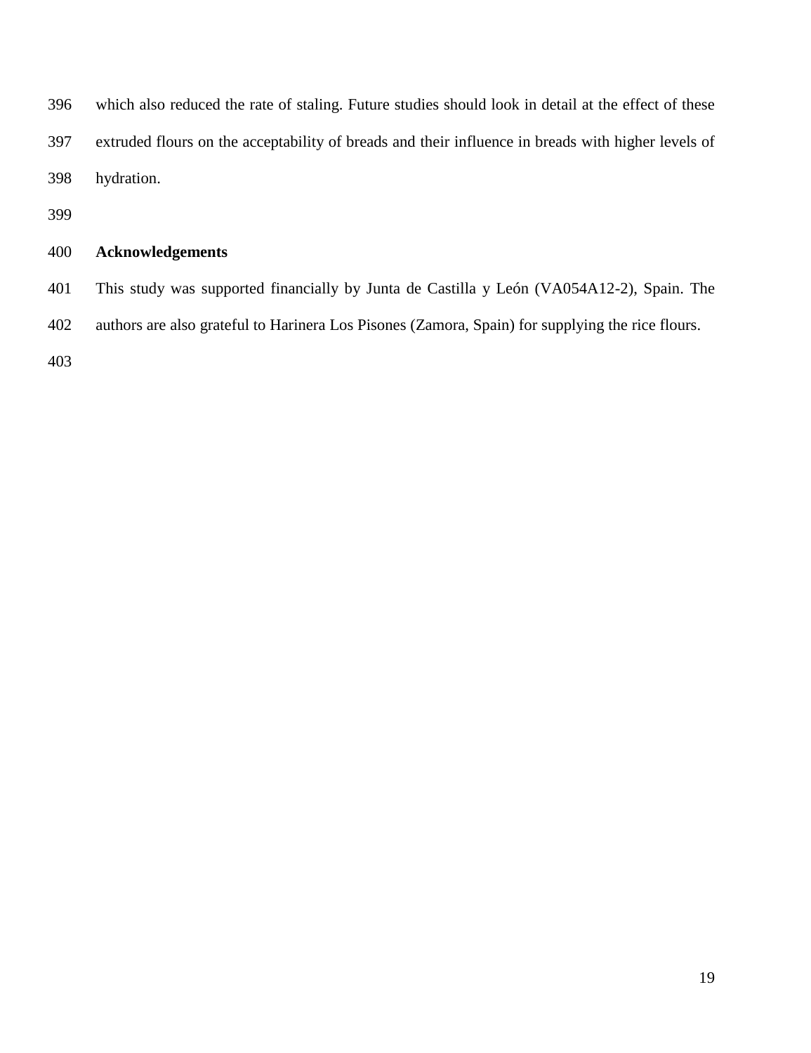which also reduced the rate of staling. Future studies should look in detail at the effect of these extruded flours on the acceptability of breads and their influence in breads with higher levels of hydration.

## Acknowledgements

This study was supported financially by Junta de Castilla y León (VA054A12-2), Spain. The authors are also grateful to Harinera Los Pisones (Zamora, Spain) for supplying the rice flours.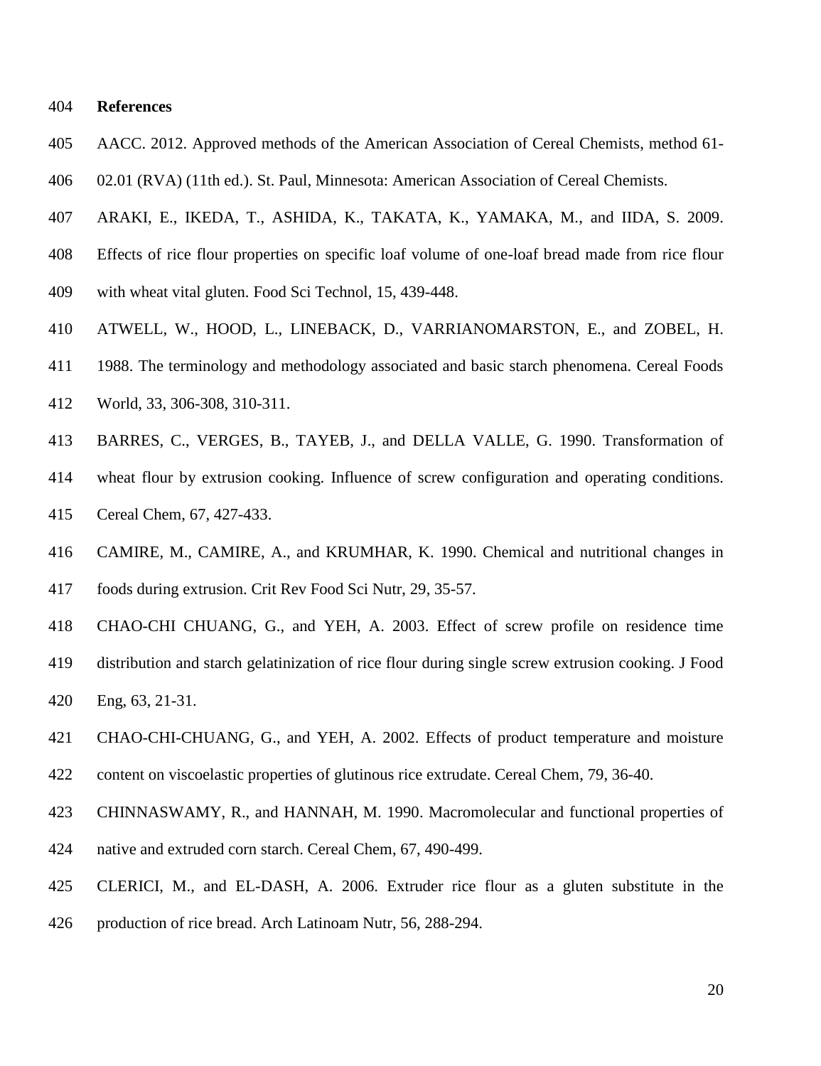## References

AACC. 2012. Approved methods of the American Association of Cereal Chemists, method 61-02.01 (RVA) (11th ed.). St. Paul, Minnesota: American Association of Cereal Chemists.

ARAKI, E., IKEDA, T., ASHIDA, K., TAKATA, K., YAMAKA, M., and IIDA, S. 2009. Effects of rice flour properties on specific loaf volume of one-loaf bread made from rice flour with wheat vital gluten. Food Sci Technol, 15, 439-448.

ATWELL, W., HOOD, L., LINEBACK, D., VARRIANOMARSTON, E., and ZOBEL, H. 1988. The terminology and methodology associated and basic starch phenomena. Cereal Foods World, 33, 306-308, 310-311.

BARRES, C., VERGES, B., TAYEB, J., and DELLA VALLE, G. 1990. Transformation of wheat flour by extrusion cooking. Influence of screw configuration and operating conditions. Cereal Chem, 67, 427-433.

CAMIRE, M., CAMIRE, A., and KRUMHAR, K. 1990. Chemical and nutritional changes in foods during extrusion. Crit Rev Food Sci Nutr, 29, 35-57.

CHAO-CHI CHUANG, G., and YEH, A. 2003. Effect of screw profile on residence time distribution and starch gelatinization of rice flour during single screw extrusion cooking. J Food Eng, 63, 21-31.

CHAO-CHI-CHUANG, G., and YEH, A. 2002. Effects of product temperature and moisture content on viscoelastic properties of glutinous rice extrudate. Cereal Chem, 79, 36-40.

CHINNASWAMY, R., and HANNAH, M. 1990. Macromolecular and functional properties of native and extruded corn starch. Cereal Chem, 67, 490-499.

CLERICI, M., and EL-DASH, A. 2006. Extruder rice flour as a gluten substitute in the production of rice bread. Arch Latinoam Nutr, 56, 288-294.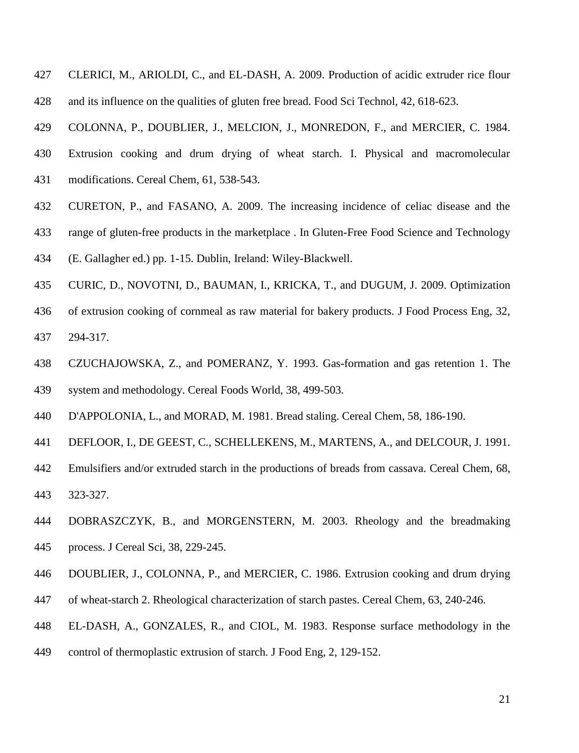CLERICI, M., ARIOLDI, C., and EL-DASH, A. 2009. Production of acidic extruder rice flour and its influence on the qualities of gluten free bread. Food Sci Technol, 42, 618-623.

COLONNA, P., DOUBLIER, J., MELCION, J., MONREDON, F., and MERCIER, C. 1984. Extrusion cooking and drum drying of wheat starch. I. Physical and macromolecular modifications. Cereal Chem, 61, 538-543.

CURETON, P., and FASANO, A. 2009. The increasing incidence of celiac disease and the range of gluten-free products in the marketplace . In Gluten-Free Food Science and Technology (E. Gallagher ed.) pp. 1-15. Dublin, Ireland: Wiley-Blackwell.

CURIC, D., NOVOTNI, D., BAUMAN, I., KRICKA, T., and DUGUM, J. 2009. Optimization of extrusion cooking of cornmeal as raw material for bakery products. J Food Process Eng, 32, 294-317.

CZUCHAJOWSKA, Z., and POMERANZ, Y. 1993. Gas-formation and gas retention 1. The system and methodology. Cereal Foods World, 38, 499-503.

D'APPOLONIA, L., and MORAD, M. 1981. Bread staling. Cereal Chem, 58, 186-190.

DEFLOOR, I., DE GEEST, C., SCHELLEKENS, M., MARTENS, A., and DELCOUR, J. 1991. Emulsifiers and/or extruded starch in the productions of breads from cassava. Cereal Chem, 68, 323-327.

DOBRASZCZYK, B., and MORGENSTERN, M. 2003. Rheology and the breadmaking process. J Cereal Sci, 38, 229-245.

DOUBLIER, J., COLONNA, P., and MERCIER, C. 1986. Extrusion cooking and drum drying of wheat-starch 2. Rheological characterization of starch pastes. Cereal Chem, 63, 240-246.

EL-DASH, A., GONZALES, R., and CIOL, M. 1983. Response surface methodology in the control of thermoplastic extrusion of starch. J Food Eng, 2, 129-152.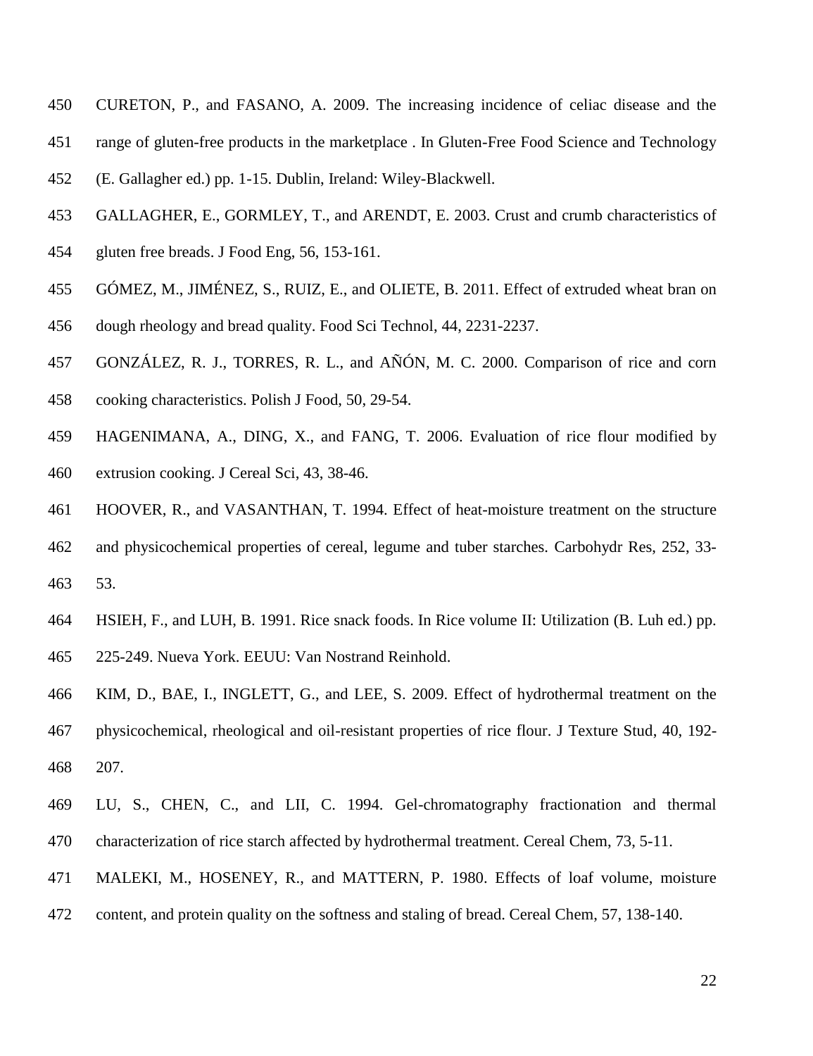CURETON, P., and FASANO, A. 2009. The increasing incidence of celiac disease and the range of gluten-free products in the marketplace . In Gluten-Free Food Science and Technology (E. Gallagher ed.) pp. 1-15. Dublin, Ireland: Wiley-Blackwell.

GALLAGHER, E., GORMLEY, T., and ARENDT, E. 2003. Crust and crumb characteristics of gluten free breads. J Food Eng, 56, 153-161.

GÓMEZ, M., JIMÉNEZ, S., RUIZ, E., and OLIETE, B. 2011. Effect of extruded wheat bran on dough rheology and bread quality. Food Sci Technol, 44, 2231-2237.

GONZÁLEZ, R. J., TORRES, R. L., and AÑÓN, M. C. 2000. Comparison of rice and corn cooking characteristics. Polish J Food, 50, 29-54.

HAGENIMANA, A., DING, X., and FANG, T. 2006. Evaluation of rice flour modified by extrusion cooking. J Cereal Sci, 43, 38-46.

HOOVER, R., and VASANTHAN, T. 1994. Effect of heat-moisture treatment on the structure and physicochemical properties of cereal, legume and tuber starches. Carbohydr Res, 252, 33-53.

HSIEH, F., and LUH, B. 1991. Rice snack foods. In Rice volume II: Utilization (B. Luh ed.) pp. 225-249. Nueva York. EEUU: Van Nostrand Reinhold.

KIM, D., BAE, I., INGLETT, G., and LEE, S. 2009. Effect of hydrothermal treatment on the physicochemical, rheological and oil-resistant properties of rice flour. J Texture Stud, 40, 192-207.

LU, S., CHEN, C., and LII, C. 1994. Gel-chromatography fractionation and thermal characterization of rice starch affected by hydrothermal treatment. Cereal Chem, 73, 5-11.

MALEKI, M., HOSENEY, R., and MATTERN, P. 1980. Effects of loaf volume, moisture content, and protein quality on the softness and staling of bread. Cereal Chem, 57, 138-140.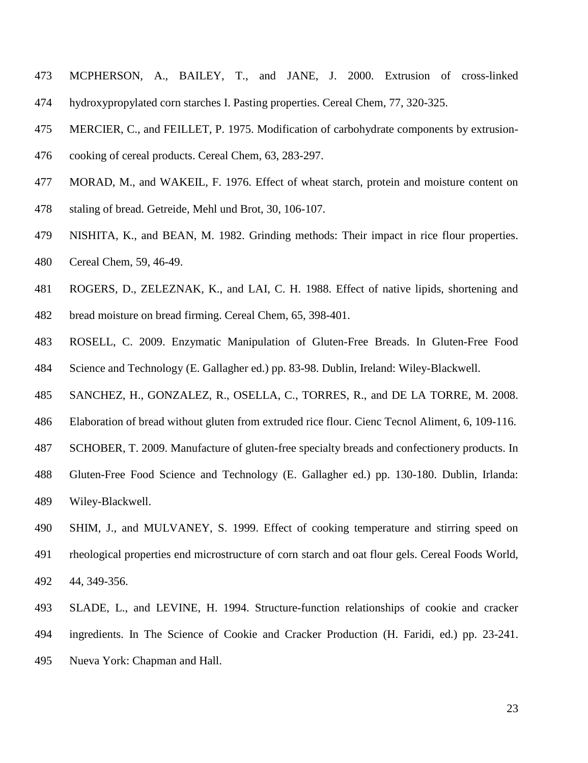MCPHERSON, A., BAILEY, T., and JANE, J. 2000. Extrusion of cross-linked hydroxypropylated corn starches I. Pasting properties. Cereal Chem, 77, 320-325.

MERCIER, C., and FEILLET, P. 1975. Modification of carbohydrate components by extrusion-cooking of cereal products. Cereal Chem, 63, 283-297.

MORAD, M., and WAKEIL, F. 1976. Effect of wheat starch, protein and moisture content on staling of bread. Getreide, Mehl und Brot, 30, 106-107.

NISHITA, K., and BEAN, M. 1982. Grinding methods: Their impact in rice flour properties. Cereal Chem, 59, 46-49.

ROGERS, D., ZELEZNAK, K., and LAI, C. H. 1988. Effect of native lipids, shortening and bread moisture on bread firming. Cereal Chem, 65, 398-401.

ROSELL, C. 2009. Enzymatic Manipulation of Gluten-Free Breads. In Gluten-Free Food Science and Technology (E. Gallagher ed.) pp. 83-98. Dublin, Ireland: Wiley-Blackwell.

SANCHEZ, H., GONZALEZ, R., OSELLA, C., TORRES, R., and DE LA TORRE, M. 2008. Elaboration of bread without gluten from extruded rice flour. Cienc Tecnol Aliment, 6, 109-116.

SCHOBER, T. 2009. Manufacture of gluten-free specialty breads and confectionery products. In Gluten-Free Food Science and Technology (E. Gallagher ed.) pp. 130-180. Dublin, Irlanda: Wiley-Blackwell.

SHIM, J., and MULVANEY, S. 1999. Effect of cooking temperature and stirring speed on rheological properties end microstructure of corn starch and oat flour gels. Cereal Foods World, 44, 349-356.

SLADE, L., and LEVINE, H. 1994. Structure-function relationships of cookie and cracker ingredients. In The Science of Cookie and Cracker Production (H. Faridi, ed.) pp. 23-241. Nueva York: Chapman and Hall.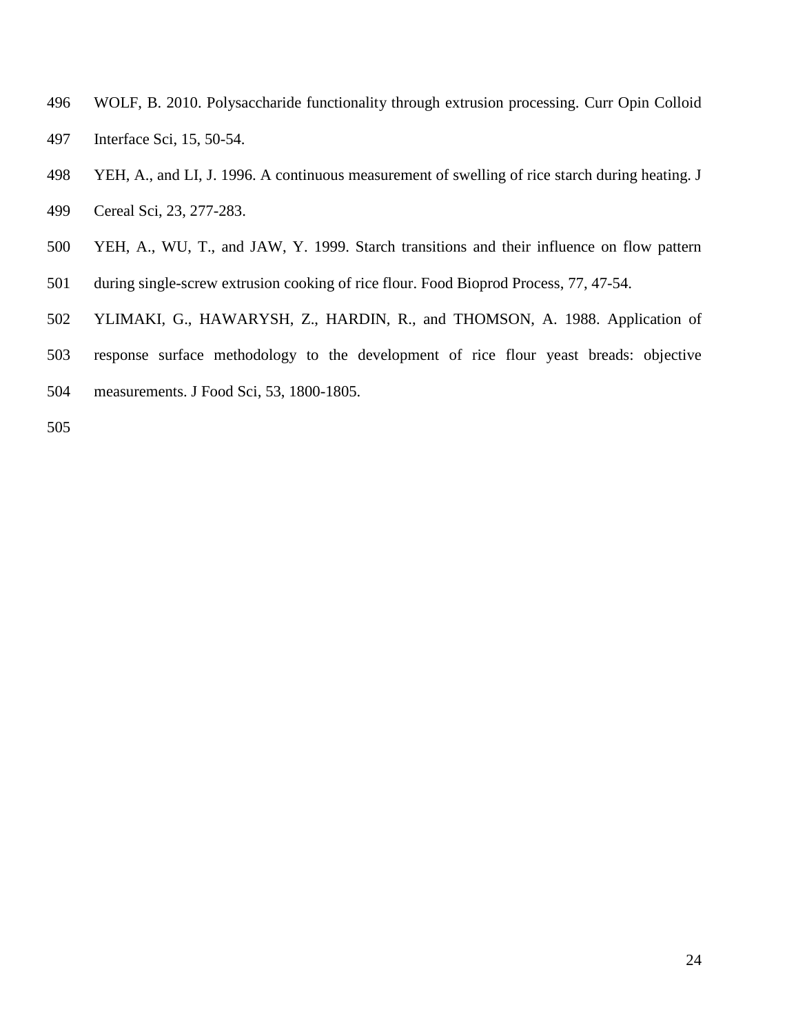WOLF, B. 2010. Polysaccharide functionality through extrusion processing. Curr Opin Colloid Interface Sci, 15, 50-54.

YEH, A., and LI, J. 1996. A continuous measurement of swelling of rice starch during heating. J Cereal Sci, 23, 277-283.

YEH, A., WU, T., and JAW, Y. 1999. Starch transitions and their influence on flow pattern during single-screw extrusion cooking of rice flour. Food Bioprod Process, 77, 47-54.

YLIMAKI, G., HAWARYSH, Z., HARDIN, R., and THOMSON, A. 1988. Application of response surface methodology to the development of rice flour yeast breads: objective measurements. J Food Sci, 53, 1800-1805.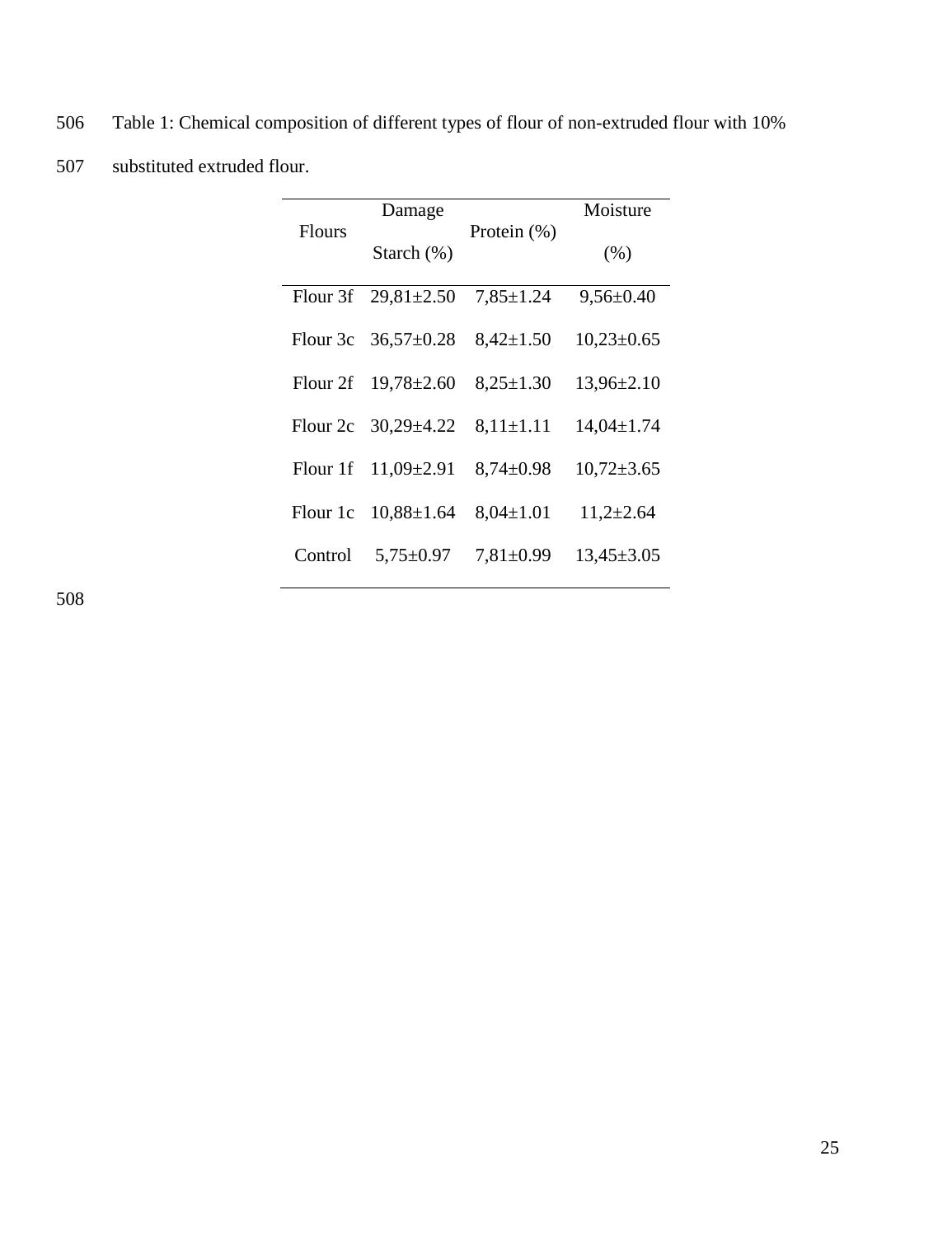Table 1: Chemical composition of different types of flour of non-extruded flour with 10% substituted extruded flour.

| Flours | Damage Starch (%) | Protein (%) | Moisture (%) |
|---|---|---|---|
| Flour 3f | 29,81±2.50 | 7,85±1.24 | 9,56±0.40 |
| Flour 3c | 36,57±0.28 | 8,42±1.50 | 10,23±0.65 |
| Flour 2f | 19,78±2.60 | 8,25±1.30 | 13,96±2.10 |
| Flour 2c | 30,29±4.22 | 8,11±1.11 | 14,04±1.74 |
| Flour 1f | 11,09±2.91 | 8,74±0.98 | 10,72±3.65 |
| Flour 1c | 10,88±1.64 | 8,04±1.01 | 11,2±2.64 |
| Control | 5,75±0.97 | 7,81±0.99 | 13,45±3.05 |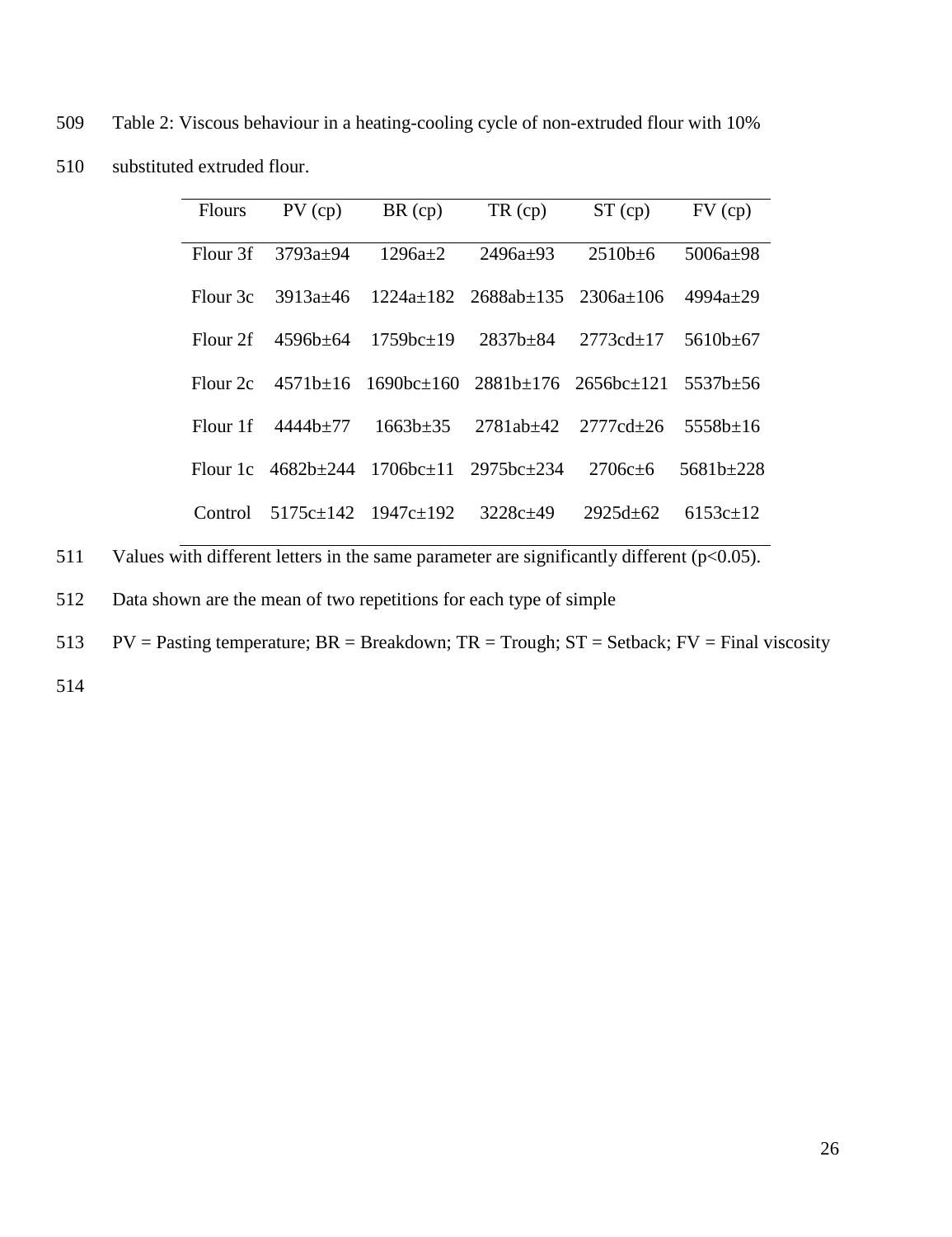Table 2: Viscous behaviour in a heating-cooling cycle of non-extruded flour with 10% substituted extruded flour.

| Flours | PV (cp) | BR (cp) | TR (cp) | ST (cp) | FV (cp) |
|---|---|---|---|---|---|
| Flour 3f | 3793a±94 | 1296a±2 | 2496a±93 | 2510b±6 | 5006a±98 |
| Flour 3c | 3913a±46 | 1224a±182 | 2688ab±135 | 2306a±106 | 4994a±29 |
| Flour 2f | 4596b±64 | 1759bc±19 | 2837b±84 | 2773cd±17 | 5610b±67 |
| Flour 2c | 4571b±16 | 1690bc±160 | 2881b±176 | 2656bc±121 | 5537b±56 |
| Flour 1f | 4444b±77 | 1663b±35 | 2781ab±42 | 2777cd±26 | 5558b±16 |
| Flour 1c | 4682b±244 | 1706bc±11 | 2975bc±234 | 2706c±6 | 5681b±228 |
| Control | 5175c±142 | 1947c±192 | 3228c±49 | 2925d±62 | 6153c±12 |

Values with different letters in the same parameter are significantly different ($p<0.05$).

Data shown are the mean of two repetitions for each type of simple

PV = Pasting temperature; BR = Breakdown; TR = Trough; ST = Setback; FV = Final viscosity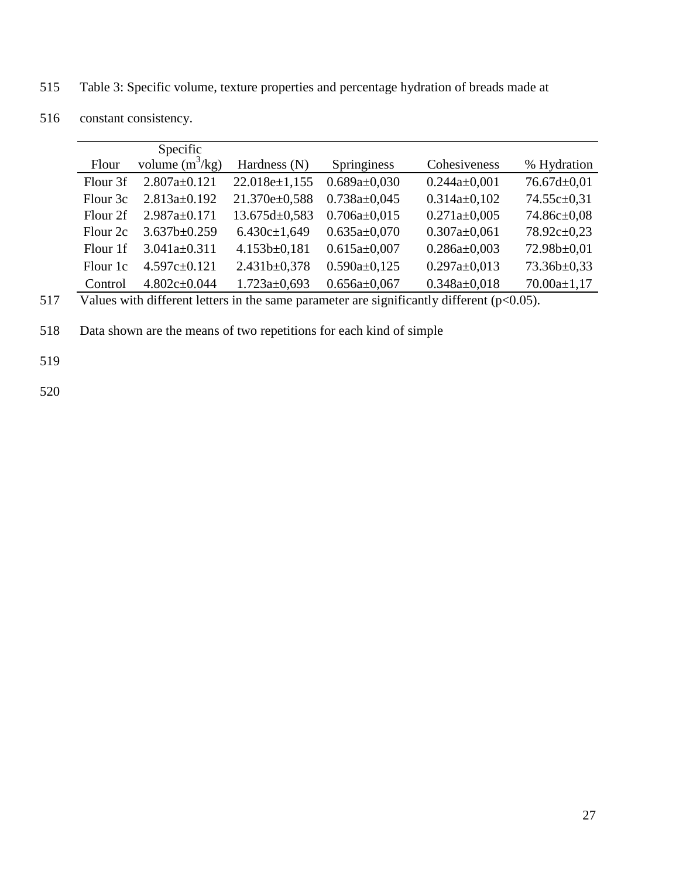Table 3: Specific volume, texture properties and percentage hydration of breads made at constant consistency.

| Flour | Specific volume ($m^3$/kg) | Hardness (N) | Springiness | Cohesiveness | % Hydration |
|---|---|---|---|---|---|
| Flour 3f | 2.807a±0.121 | 22.018e±1,155 | 0.689a±0,030 | 0.244a±0,001 | 76.67d±0,01 |
| Flour 3c | 2.813a±0.192 | 21.370e±0,588 | 0.738a±0,045 | 0.314a±0,102 | 74.55c±0,31 |
| Flour 2f | 2.987a±0.171 | 13.675d±0,583 | 0.706a±0,015 | 0.271a±0,005 | 74.86c±0,08 |
| Flour 2c | 3.637b±0.259 | 6.430c±1,649 | 0.635a±0,070 | 0.307a±0,061 | 78.92c±0,23 |
| Flour 1f | 3.041a±0.311 | 4.153b±0,181 | 0.615a±0,007 | 0.286a±0,003 | 72.98b±0,01 |
| Flour 1c | 4.597c±0.121 | 2.431b±0,378 | 0.590a±0,125 | 0.297a±0,013 | 73.36b±0,33 |
| Control | 4.802c±0.044 | 1.723a±0,693 | 0.656a±0,067 | 0.348a±0,018 | 70.00a±1,17 |

Values with different letters in the same parameter are significantly different ($p<0.05$).

Data shown are the means of two repetitions for each kind of simple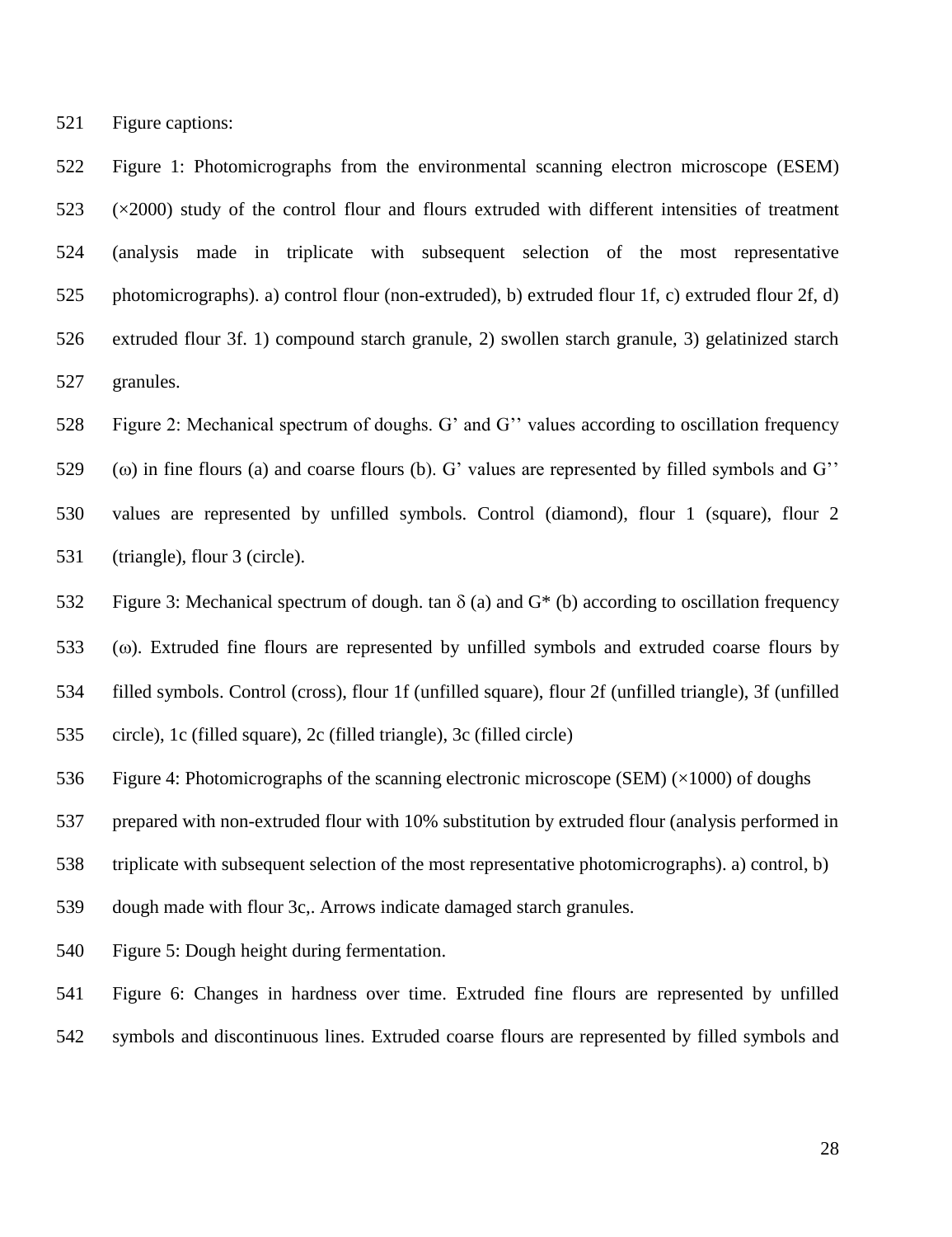Figure captions:

Figure 1: Photomicrographs from the environmental scanning electron microscope (ESEM) (×2000) study of the control flour and flours extruded with different intensities of treatment (analysis made in triplicate with subsequent selection of the most representative photomicrographs). a) control flour (non-extruded), b) extruded flour 1f, c) extruded flour 2f, d) extruded flour 3f. 1) compound starch granule, 2) swollen starch granule, 3) gelatinized starch granules.

Figure 2: Mechanical spectrum of doughs. G' and G'' values according to oscillation frequency (ω) in fine flours (a) and coarse flours (b). G' values are represented by filled symbols and G'' values are represented by unfilled symbols. Control (diamond), flour 1 (square), flour 2 (triangle), flour 3 (circle).

Figure 3: Mechanical spectrum of dough. tan δ (a) and G* (b) according to oscillation frequency (ω). Extruded fine flours are represented by unfilled symbols and extruded coarse flours by filled symbols. Control (cross), flour 1f (unfilled square), flour 2f (unfilled triangle), 3f (unfilled circle), 1c (filled square), 2c (filled triangle), 3c (filled circle)

Figure 4: Photomicrographs of the scanning electronic microscope (SEM) (×1000) of doughs prepared with non-extruded flour with 10% substitution by extruded flour (analysis performed in triplicate with subsequent selection of the most representative photomicrographs). a) control, b) dough made with flour 3c,. Arrows indicate damaged starch granules.

Figure 5: Dough height during fermentation.

Figure 6: Changes in hardness over time. Extruded fine flours are represented by unfilled symbols and discontinuous lines. Extruded coarse flours are represented by filled symbols and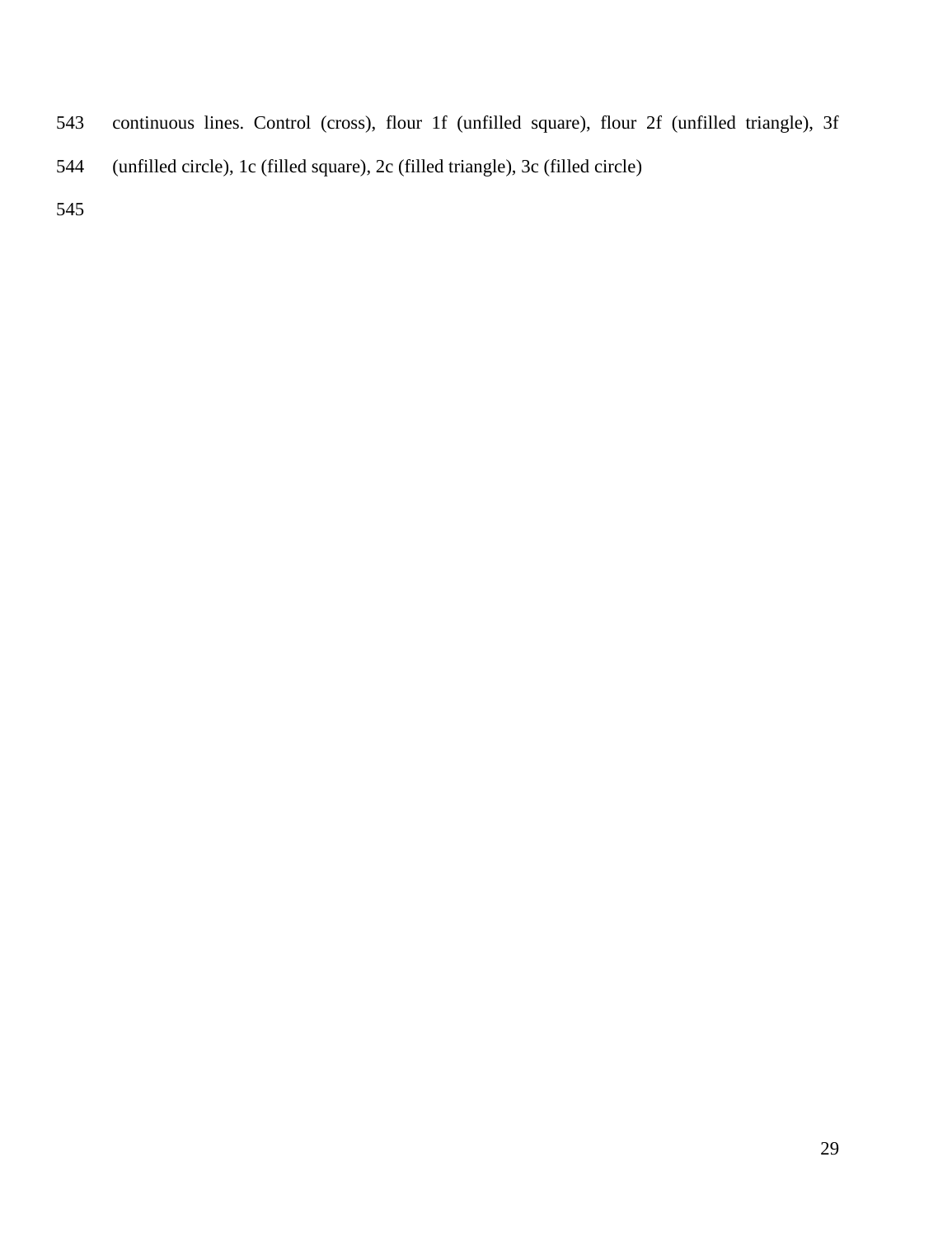continuous lines. Control (cross), flour 1f (unfilled square), flour 2f (unfilled triangle), 3f (unfilled circle), 1c (filled square), 2c (filled triangle), 3c (filled circle)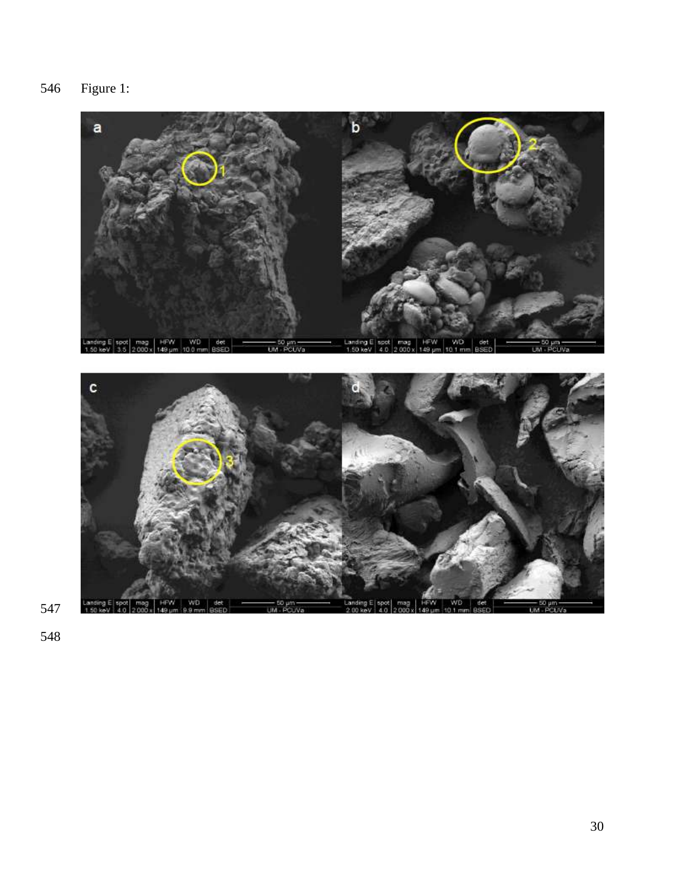Figure 1: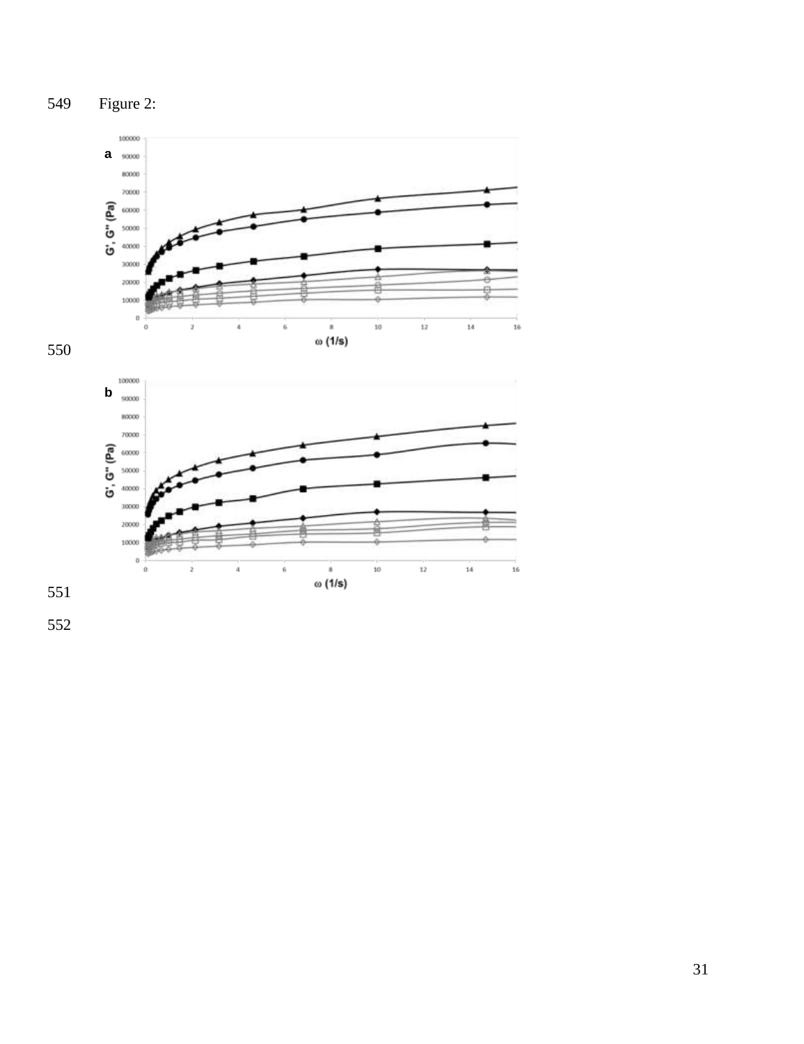549 Figure 2:

550

551

552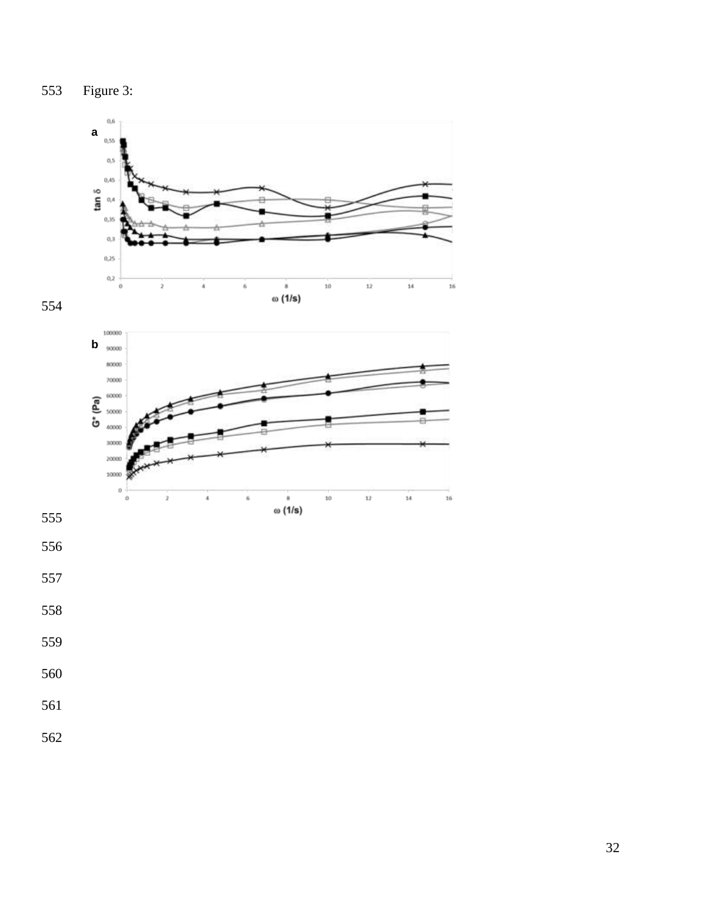Figure 3: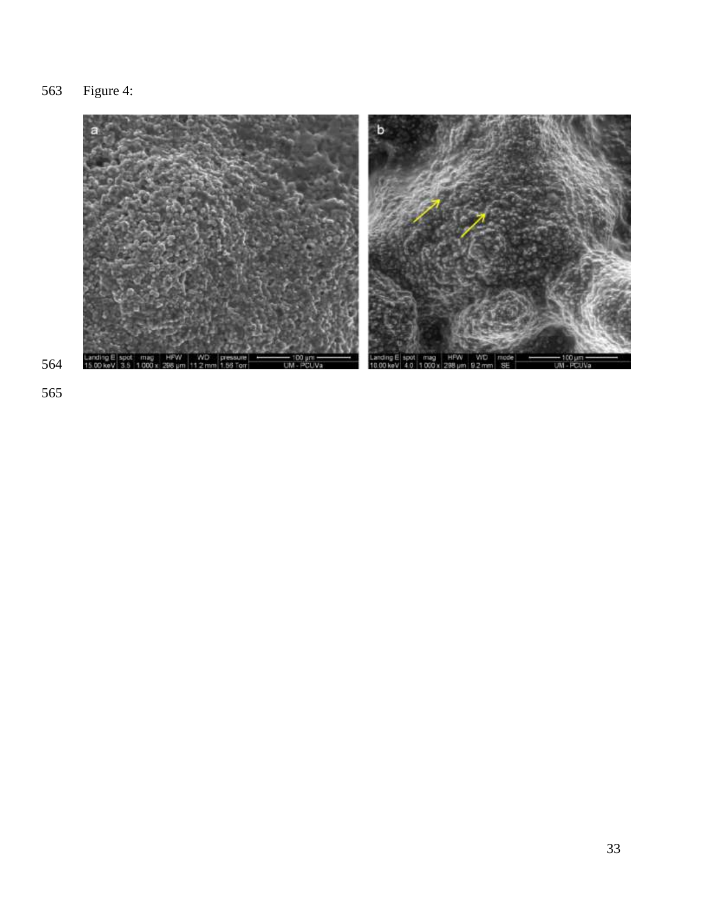Figure 4: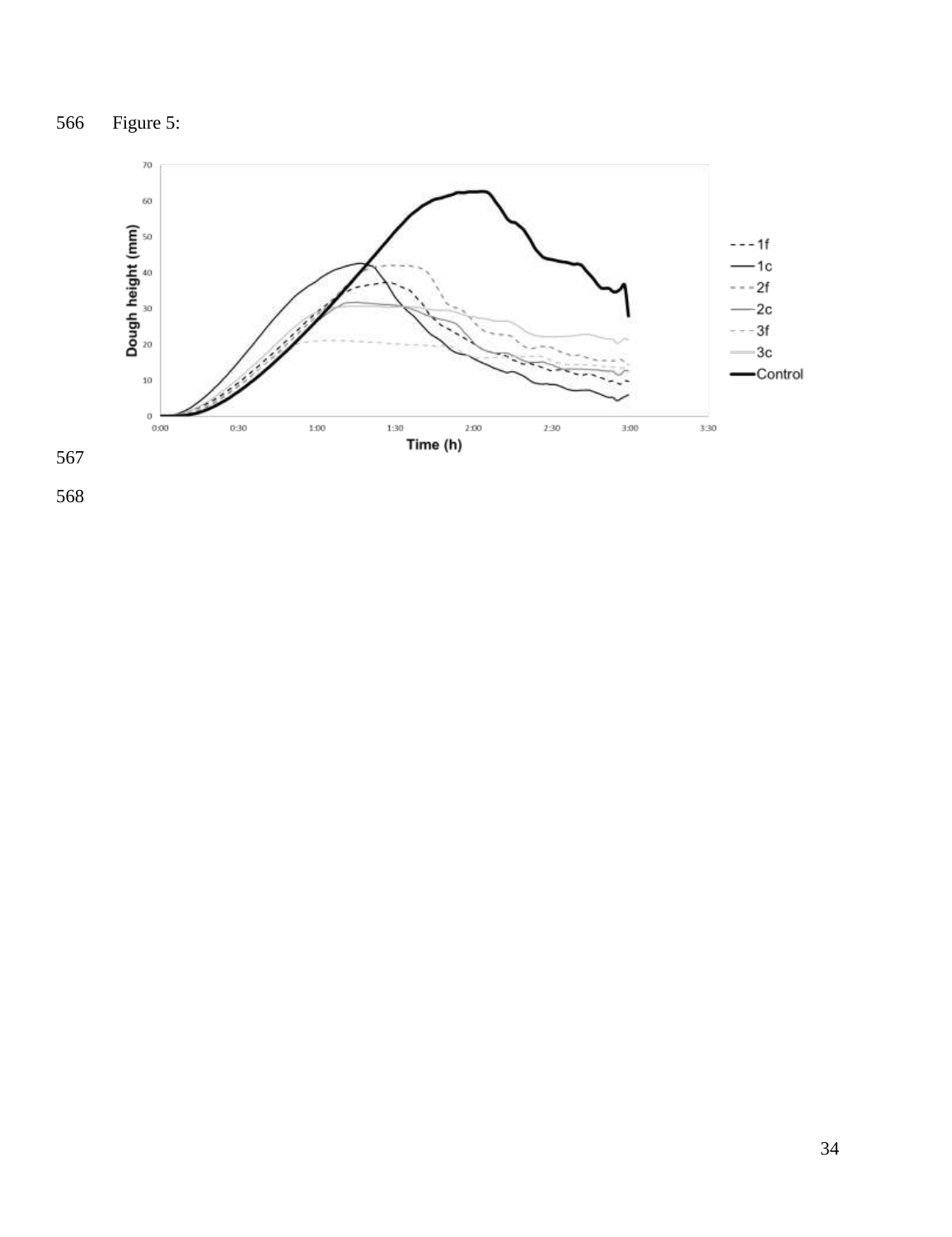Figure 5: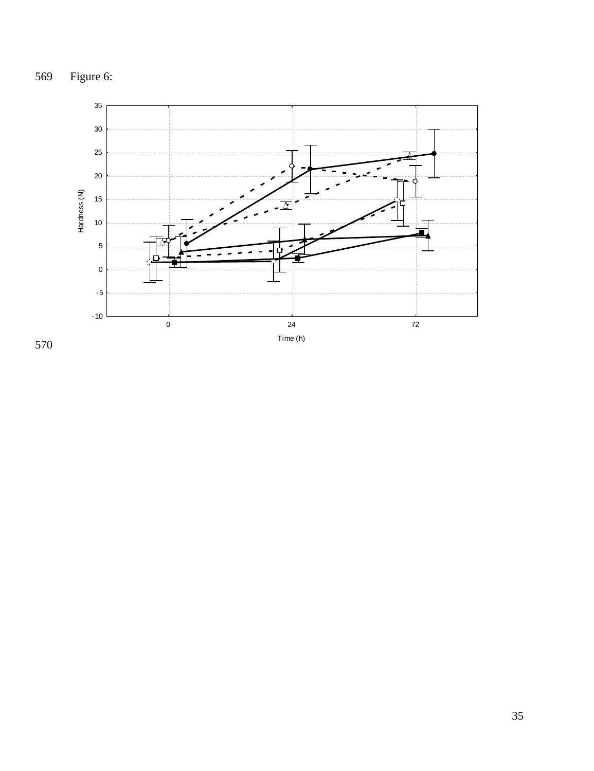569 Figure 6:

35
30
25
20
15
10
5
0
-5
-10

Hardness (N)

0
24
72

Time (h)

570